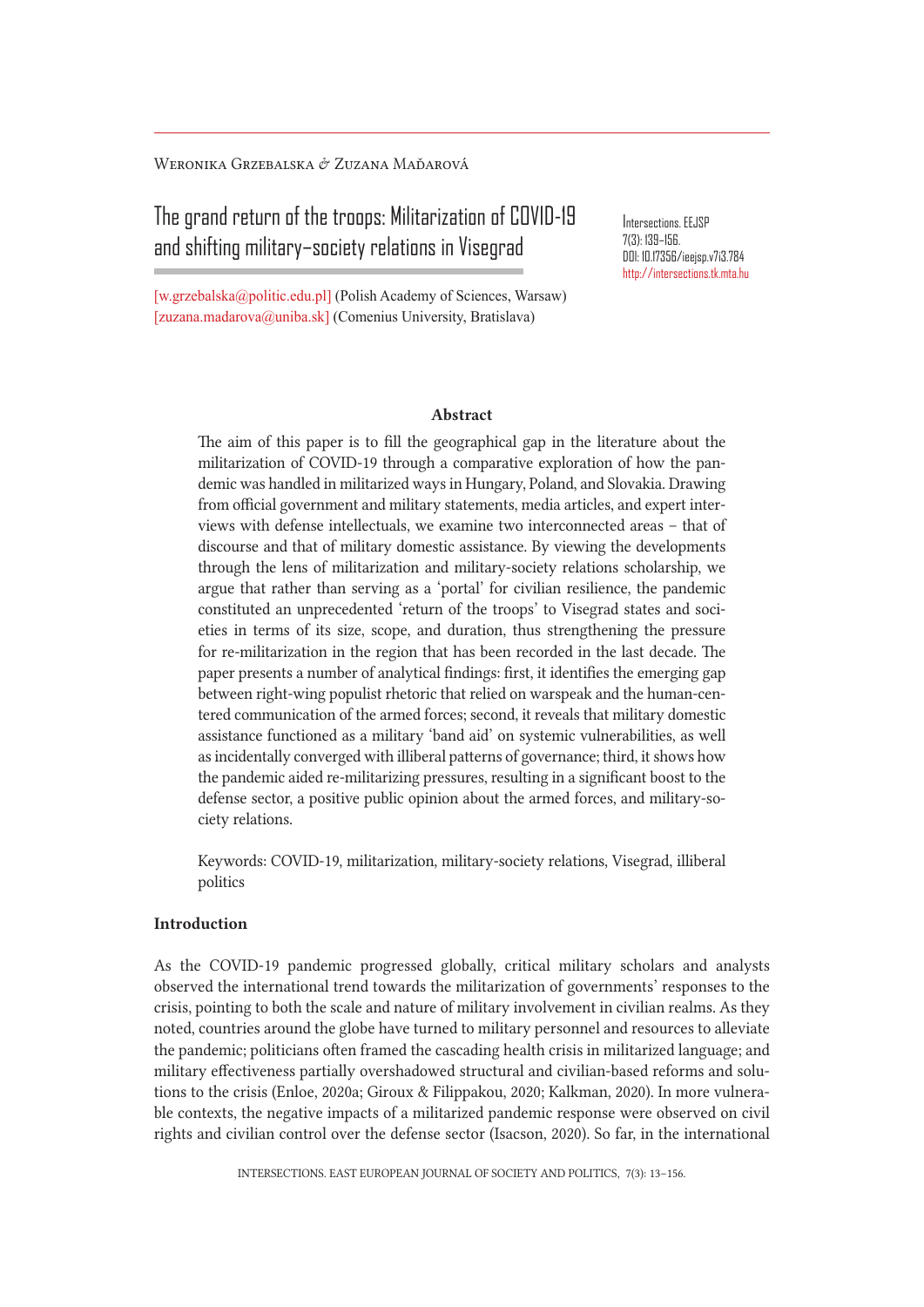Weronika Grzebalska & Zuzana Maďarová

# The grand return of the troops: Militarization of COVID-19 and shifting military–society relations in Visegrad

Intersections. EEJSP
7(3): 139–156.
DOI: 10.17356/ieejsp.v7i3.784
http://intersections.tk.mta.hu

[w.grzebalska@politic.edu.pl] (Polish Academy of Sciences, Warsaw)
[zuzana.madarova@uniba.sk] (Comenius University, Bratislava)

**Abstract**

The aim of this paper is to fill the geographical gap in the literature about the militarization of COVID-19 through a comparative exploration of how the pandemic was handled in militarized ways in Hungary, Poland, and Slovakia. Drawing from official government and military statements, media articles, and expert interviews with defense intellectuals, we examine two interconnected areas – that of discourse and that of military domestic assistance. By viewing the developments through the lens of militarization and military-society relations scholarship, we argue that rather than serving as a 'portal' for civilian resilience, the pandemic constituted an unprecedented 'return of the troops' to Visegrad states and societies in terms of its size, scope, and duration, thus strengthening the pressure for re-militarization in the region that has been recorded in the last decade. The paper presents a number of analytical findings: first, it identifies the emerging gap between right-wing populist rhetoric that relied on warspeak and the human-centered communication of the armed forces; second, it reveals that military domestic assistance functioned as a military 'band aid' on systemic vulnerabilities, as well as incidentally converged with illiberal patterns of governance; third, it shows how the pandemic aided re-militarizing pressures, resulting in a significant boost to the defense sector, a positive public opinion about the armed forces, and military-society relations.

Keywords: COVID-19, militarization, military-society relations, Visegrad, illiberal politics

## Introduction

As the COVID-19 pandemic progressed globally, critical military scholars and analysts observed the international trend towards the militarization of governments' responses to the crisis, pointing to both the scale and nature of military involvement in civilian realms. As they noted, countries around the globe have turned to military personnel and resources to alleviate the pandemic; politicians often framed the cascading health crisis in militarized language; and military effectiveness partially overshadowed structural and civilian-based reforms and solutions to the crisis (Enloe, 2020a; Giroux & Filippakou, 2020; Kalkman, 2020). In more vulnerable contexts, the negative impacts of a militarized pandemic response were observed on civil rights and civilian control over the defense sector (Isacson, 2020). So far, in the international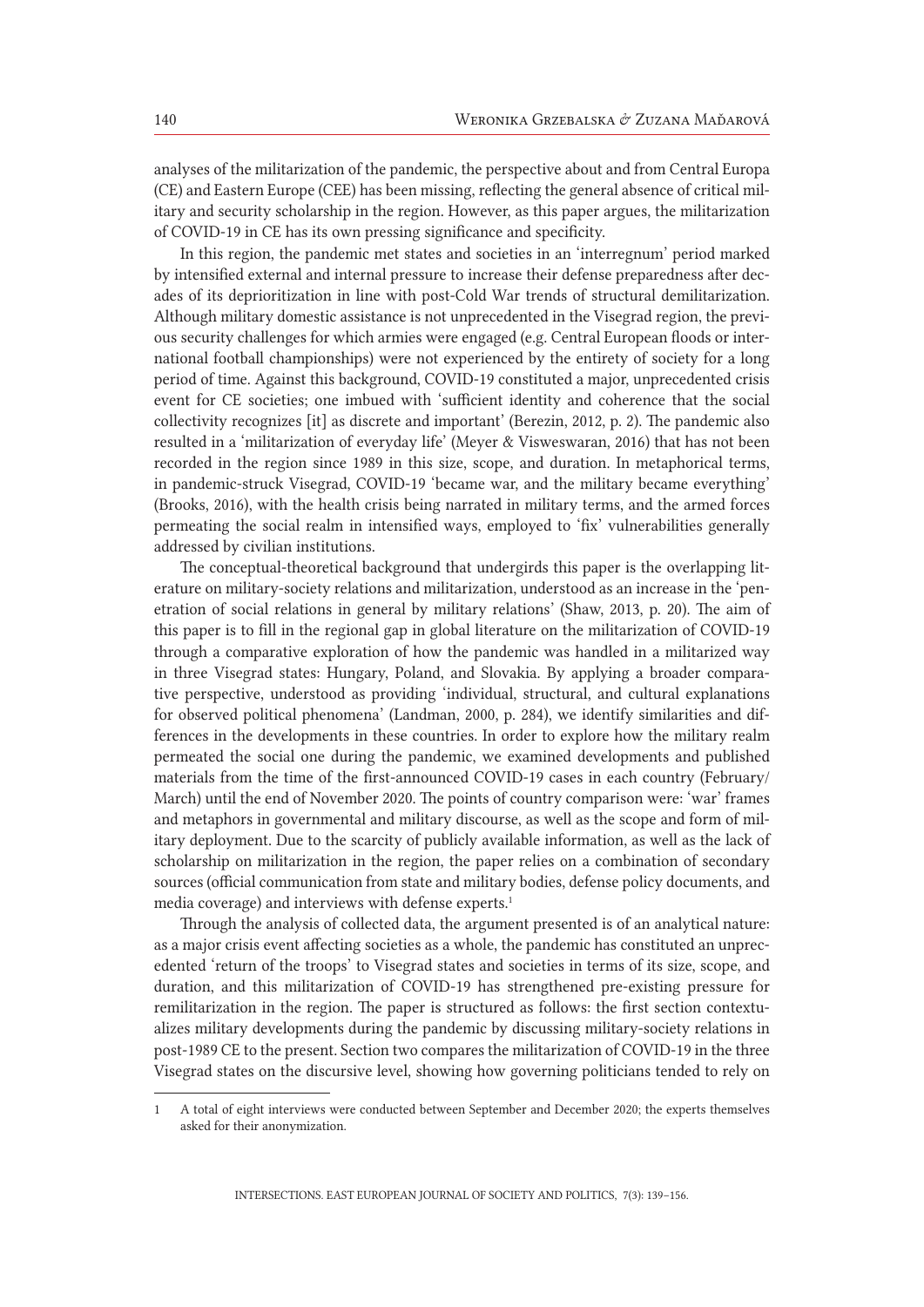analyses of the militarization of the pandemic, the perspective about and from Central Europa (CE) and Eastern Europe (CEE) has been missing, reflecting the general absence of critical military and security scholarship in the region. However, as this paper argues, the militarization of COVID-19 in CE has its own pressing significance and specificity.

In this region, the pandemic met states and societies in an 'interregnum' period marked by intensified external and internal pressure to increase their defense preparedness after decades of its deprioritization in line with post-Cold War trends of structural demilitarization. Although military domestic assistance is not unprecedented in the Visegrad region, the previous security challenges for which armies were engaged (e.g. Central European floods or international football championships) were not experienced by the entirety of society for a long period of time. Against this background, COVID-19 constituted a major, unprecedented crisis event for CE societies; one imbued with 'sufficient identity and coherence that the social collectivity recognizes [it] as discrete and important' (Berezin, 2012, p. 2). The pandemic also resulted in a 'militarization of everyday life' (Meyer & Visweswaran, 2016) that has not been recorded in the region since 1989 in this size, scope, and duration. In metaphorical terms, in pandemic-struck Visegrad, COVID-19 'became war, and the military became everything' (Brooks, 2016), with the health crisis being narrated in military terms, and the armed forces permeating the social realm in intensified ways, employed to 'fix' vulnerabilities generally addressed by civilian institutions.

The conceptual-theoretical background that undergirds this paper is the overlapping literature on military-society relations and militarization, understood as an increase in the 'penetration of social relations in general by military relations' (Shaw, 2013, p. 20). The aim of this paper is to fill in the regional gap in global literature on the militarization of COVID-19 through a comparative exploration of how the pandemic was handled in a militarized way in three Visegrad states: Hungary, Poland, and Slovakia. By applying a broader comparative perspective, understood as providing 'individual, structural, and cultural explanations for observed political phenomena' (Landman, 2000, p. 284), we identify similarities and differences in the developments in these countries. In order to explore how the military realm permeated the social one during the pandemic, we examined developments and published materials from the time of the first-announced COVID-19 cases in each country (February/March) until the end of November 2020. The points of country comparison were: 'war' frames and metaphors in governmental and military discourse, as well as the scope and form of military deployment. Due to the scarcity of publicly available information, as well as the lack of scholarship on militarization in the region, the paper relies on a combination of secondary sources (official communication from state and military bodies, defense policy documents, and media coverage) and interviews with defense experts.[1]

Through the analysis of collected data, the argument presented is of an analytical nature: as a major crisis event affecting societies as a whole, the pandemic has constituted an unprecedented 'return of the troops' to Visegrad states and societies in terms of its size, scope, and duration, and this militarization of COVID-19 has strengthened pre-existing pressure for remilitarization in the region. The paper is structured as follows: the first section contextualizes military developments during the pandemic by discussing military-society relations in post-1989 CE to the present. Section two compares the militarization of COVID-19 in the three Visegrad states on the discursive level, showing how governing politicians tended to rely on

---

[1] A total of eight interviews were conducted between September and December 2020; the experts themselves asked for their anonymization.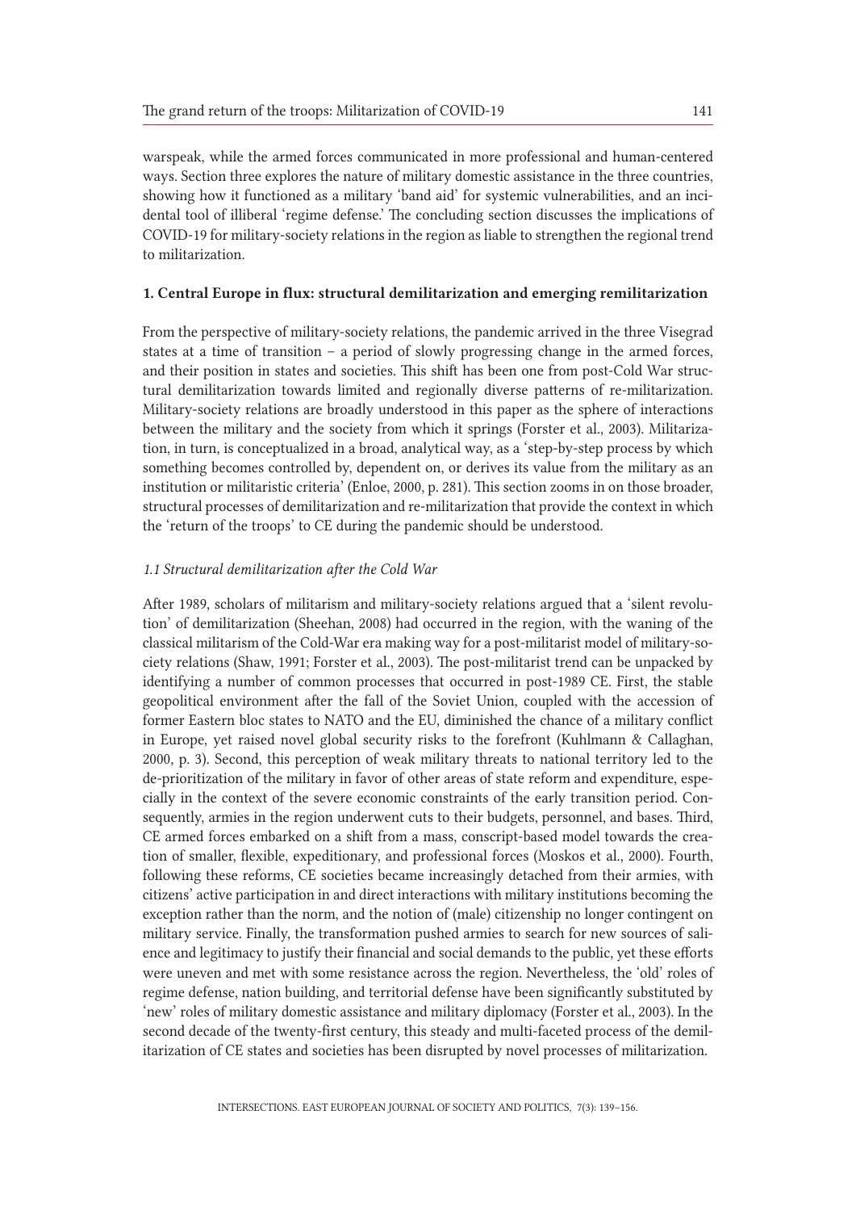warspeak, while the armed forces communicated in more professional and human-centered ways. Section three explores the nature of military domestic assistance in the three countries, showing how it functioned as a military 'band aid' for systemic vulnerabilities, and an incidental tool of illiberal 'regime defense.' The concluding section discusses the implications of COVID-19 for military-society relations in the region as liable to strengthen the regional trend to militarization.

## 1. Central Europe in flux: structural demilitarization and emerging remilitarization

From the perspective of military-society relations, the pandemic arrived in the three Visegrad states at a time of transition – a period of slowly progressing change in the armed forces, and their position in states and societies. This shift has been one from post-Cold War structural demilitarization towards limited and regionally diverse patterns of re-militarization. Military-society relations are broadly understood in this paper as the sphere of interactions between the military and the society from which it springs (Forster et al., 2003). Militarization, in turn, is conceptualized in a broad, analytical way, as a 'step-by-step process by which something becomes controlled by, dependent on, or derives its value from the military as an institution or militaristic criteria' (Enloe, 2000, p. 281). This section zooms in on those broader, structural processes of demilitarization and re-militarization that provide the context in which the 'return of the troops' to CE during the pandemic should be understood.

### *1.1 Structural demilitarization after the Cold War*

After 1989, scholars of militarism and military-society relations argued that a 'silent revolution' of demilitarization (Sheehan, 2008) had occurred in the region, with the waning of the classical militarism of the Cold-War era making way for a post-militarist model of military-society relations (Shaw, 1991; Forster et al., 2003). The post-militarist trend can be unpacked by identifying a number of common processes that occurred in post-1989 CE. First, the stable geopolitical environment after the fall of the Soviet Union, coupled with the accession of former Eastern bloc states to NATO and the EU, diminished the chance of a military conflict in Europe, yet raised novel global security risks to the forefront (Kuhlmann & Callaghan, 2000, p. 3). Second, this perception of weak military threats to national territory led to the de-prioritization of the military in favor of other areas of state reform and expenditure, especially in the context of the severe economic constraints of the early transition period. Consequently, armies in the region underwent cuts to their budgets, personnel, and bases. Third, CE armed forces embarked on a shift from a mass, conscript-based model towards the creation of smaller, flexible, expeditionary, and professional forces (Moskos et al., 2000). Fourth, following these reforms, CE societies became increasingly detached from their armies, with citizens' active participation in and direct interactions with military institutions becoming the exception rather than the norm, and the notion of (male) citizenship no longer contingent on military service. Finally, the transformation pushed armies to search for new sources of salience and legitimacy to justify their financial and social demands to the public, yet these efforts were uneven and met with some resistance across the region. Nevertheless, the 'old' roles of regime defense, nation building, and territorial defense have been significantly substituted by 'new' roles of military domestic assistance and military diplomacy (Forster et al., 2003). In the second decade of the twenty-first century, this steady and multi-faceted process of the demilitarization of CE states and societies has been disrupted by novel processes of militarization.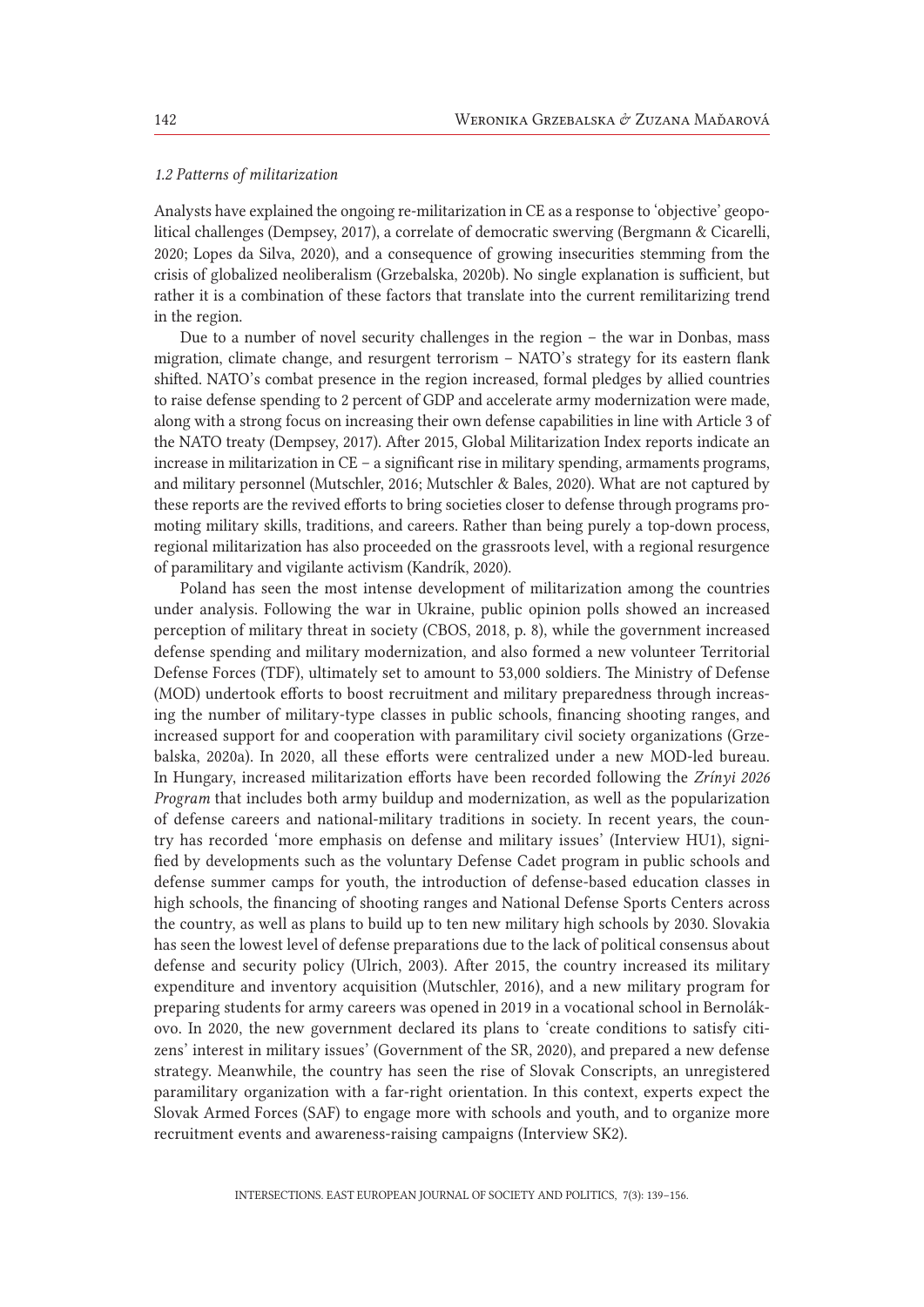### *1.2 Patterns of militarization*

Analysts have explained the ongoing re-militarization in CE as a response to 'objective' geopolitical challenges (Dempsey, 2017), a correlate of democratic swerving (Bergmann & Cicarelli, 2020; Lopes da Silva, 2020), and a consequence of growing insecurities stemming from the crisis of globalized neoliberalism (Grzebalska, 2020b). No single explanation is sufficient, but rather it is a combination of these factors that translate into the current remilitarizing trend in the region.

Due to a number of novel security challenges in the region – the war in Donbas, mass migration, climate change, and resurgent terrorism – NATO's strategy for its eastern flank shifted. NATO's combat presence in the region increased, formal pledges by allied countries to raise defense spending to 2 percent of GDP and accelerate army modernization were made, along with a strong focus on increasing their own defense capabilities in line with Article 3 of the NATO treaty (Dempsey, 2017). After 2015, Global Militarization Index reports indicate an increase in militarization in CE – a significant rise in military spending, armaments programs, and military personnel (Mutschler, 2016; Mutschler & Bales, 2020). What are not captured by these reports are the revived efforts to bring societies closer to defense through programs promoting military skills, traditions, and careers. Rather than being purely a top-down process, regional militarization has also proceeded on the grassroots level, with a regional resurgence of paramilitary and vigilante activism (Kandrík, 2020).

Poland has seen the most intense development of militarization among the countries under analysis. Following the war in Ukraine, public opinion polls showed an increased perception of military threat in society (CBOS, 2018, p. 8), while the government increased defense spending and military modernization, and also formed a new volunteer Territorial Defense Forces (TDF), ultimately set to amount to 53,000 soldiers. The Ministry of Defense (MOD) undertook efforts to boost recruitment and military preparedness through increasing the number of military-type classes in public schools, financing shooting ranges, and increased support for and cooperation with paramilitary civil society organizations (Grzebalska, 2020a). In 2020, all these efforts were centralized under a new MOD-led bureau. In Hungary, increased militarization efforts have been recorded following the *Zrínyi 2026 Program* that includes both army buildup and modernization, as well as the popularization of defense careers and national-military traditions in society. In recent years, the country has recorded 'more emphasis on defense and military issues' (Interview HU1), signified by developments such as the voluntary Defense Cadet program in public schools and defense summer camps for youth, the introduction of defense-based education classes in high schools, the financing of shooting ranges and National Defense Sports Centers across the country, as well as plans to build up to ten new military high schools by 2030. Slovakia has seen the lowest level of defense preparations due to the lack of political consensus about defense and security policy (Ulrich, 2003). After 2015, the country increased its military expenditure and inventory acquisition (Mutschler, 2016), and a new military program for preparing students for army careers was opened in 2019 in a vocational school in Bernolákovo. In 2020, the new government declared its plans to 'create conditions to satisfy citizens' interest in military issues' (Government of the SR, 2020), and prepared a new defense strategy. Meanwhile, the country has seen the rise of Slovak Conscripts, an unregistered paramilitary organization with a far-right orientation. In this context, experts expect the Slovak Armed Forces (SAF) to engage more with schools and youth, and to organize more recruitment events and awareness-raising campaigns (Interview SK2).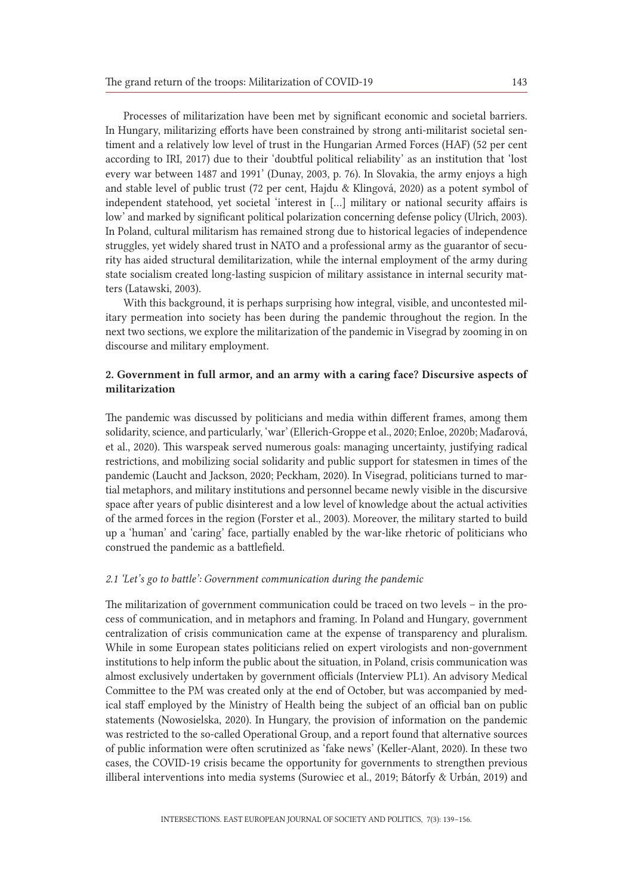Processes of militarization have been met by significant economic and societal barriers. In Hungary, militarizing efforts have been constrained by strong anti-militarist societal sentiment and a relatively low level of trust in the Hungarian Armed Forces (HAF) (52 per cent according to IRI, 2017) due to their 'doubtful political reliability' as an institution that 'lost every war between 1487 and 1991' (Dunay, 2003, p. 76). In Slovakia, the army enjoys a high and stable level of public trust (72 per cent, Hajdu & Klingová, 2020) as a potent symbol of independent statehood, yet societal 'interest in […] military or national security affairs is low' and marked by significant political polarization concerning defense policy (Ulrich, 2003). In Poland, cultural militarism has remained strong due to historical legacies of independence struggles, yet widely shared trust in NATO and a professional army as the guarantor of security has aided structural demilitarization, while the internal employment of the army during state socialism created long-lasting suspicion of military assistance in internal security matters (Latawski, 2003).

With this background, it is perhaps surprising how integral, visible, and uncontested military permeation into society has been during the pandemic throughout the region. In the next two sections, we explore the militarization of the pandemic in Visegrad by zooming in on discourse and military employment.

## 2. Government in full armor, and an army with a caring face? Discursive aspects of militarization

The pandemic was discussed by politicians and media within different frames, among them solidarity, science, and particularly, 'war' (Ellerich-Groppe et al., 2020; Enloe, 2020b; Maďarová, et al., 2020). This warspeak served numerous goals: managing uncertainty, justifying radical restrictions, and mobilizing social solidarity and public support for statesmen in times of the pandemic (Laucht and Jackson, 2020; Peckham, 2020). In Visegrad, politicians turned to martial metaphors, and military institutions and personnel became newly visible in the discursive space after years of public disinterest and a low level of knowledge about the actual activities of the armed forces in the region (Forster et al., 2003). Moreover, the military started to build up a 'human' and 'caring' face, partially enabled by the war-like rhetoric of politicians who construed the pandemic as a battlefield.

### *2.1 'Let's go to battle': Government communication during the pandemic*

The militarization of government communication could be traced on two levels – in the process of communication, and in metaphors and framing. In Poland and Hungary, government centralization of crisis communication came at the expense of transparency and pluralism. While in some European states politicians relied on expert virologists and non-government institutions to help inform the public about the situation, in Poland, crisis communication was almost exclusively undertaken by government officials (Interview PL1). An advisory Medical Committee to the PM was created only at the end of October, but was accompanied by medical staff employed by the Ministry of Health being the subject of an official ban on public statements (Nowosielska, 2020). In Hungary, the provision of information on the pandemic was restricted to the so-called Operational Group, and a report found that alternative sources of public information were often scrutinized as 'fake news' (Keller-Alant, 2020). In these two cases, the COVID-19 crisis became the opportunity for governments to strengthen previous illiberal interventions into media systems (Surowiec et al., 2019; Bátorfy & Urbán, 2019) and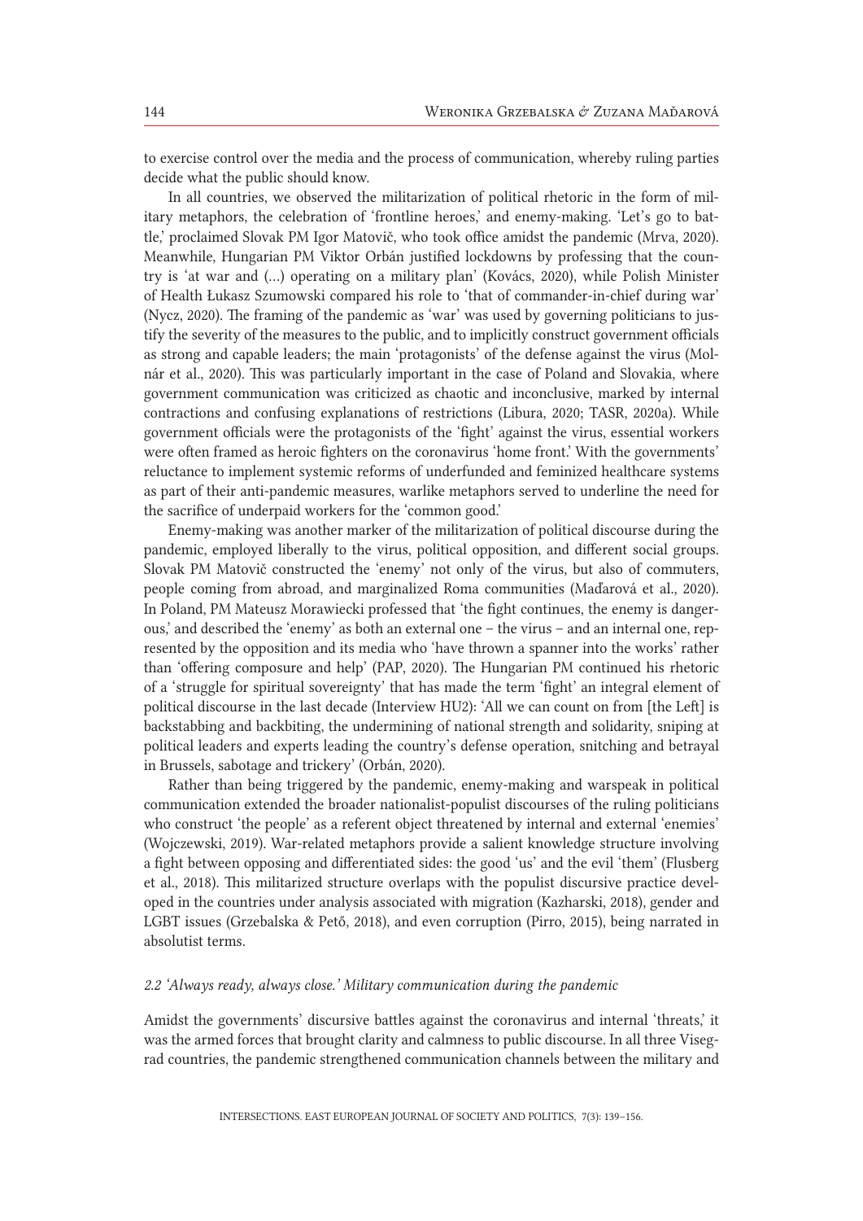to exercise control over the media and the process of communication, whereby ruling parties decide what the public should know.

In all countries, we observed the militarization of political rhetoric in the form of military metaphors, the celebration of 'frontline heroes,' and enemy-making. 'Let's go to battle,' proclaimed Slovak PM Igor Matovič, who took office amidst the pandemic (Mrva, 2020). Meanwhile, Hungarian PM Viktor Orbán justified lockdowns by professing that the country is 'at war and (…) operating on a military plan' (Kovács, 2020), while Polish Minister of Health Łukasz Szumowski compared his role to 'that of commander-in-chief during war' (Nycz, 2020). The framing of the pandemic as 'war' was used by governing politicians to justify the severity of the measures to the public, and to implicitly construct government officials as strong and capable leaders; the main 'protagonists' of the defense against the virus (Molnár et al., 2020). This was particularly important in the case of Poland and Slovakia, where government communication was criticized as chaotic and inconclusive, marked by internal contractions and confusing explanations of restrictions (Libura, 2020; TASR, 2020a). While government officials were the protagonists of the 'fight' against the virus, essential workers were often framed as heroic fighters on the coronavirus 'home front.' With the governments' reluctance to implement systemic reforms of underfunded and feminized healthcare systems as part of their anti-pandemic measures, warlike metaphors served to underline the need for the sacrifice of underpaid workers for the 'common good.'

Enemy-making was another marker of the militarization of political discourse during the pandemic, employed liberally to the virus, political opposition, and different social groups. Slovak PM Matovič constructed the 'enemy' not only of the virus, but also of commuters, people coming from abroad, and marginalized Roma communities (Maďarová et al., 2020). In Poland, PM Mateusz Morawiecki professed that 'the fight continues, the enemy is dangerous,' and described the 'enemy' as both an external one – the virus – and an internal one, represented by the opposition and its media who 'have thrown a spanner into the works' rather than 'offering composure and help' (PAP, 2020). The Hungarian PM continued his rhetoric of a 'struggle for spiritual sovereignty' that has made the term 'fight' an integral element of political discourse in the last decade (Interview HU2): 'All we can count on from [the Left] is backstabbing and backbiting, the undermining of national strength and solidarity, sniping at political leaders and experts leading the country's defense operation, snitching and betrayal in Brussels, sabotage and trickery' (Orbán, 2020).

Rather than being triggered by the pandemic, enemy-making and warspeak in political communication extended the broader nationalist-populist discourses of the ruling politicians who construct 'the people' as a referent object threatened by internal and external 'enemies' (Wojczewski, 2019). War-related metaphors provide a salient knowledge structure involving a fight between opposing and differentiated sides: the good 'us' and the evil 'them' (Flusberg et al., 2018). This militarized structure overlaps with the populist discursive practice developed in the countries under analysis associated with migration (Kazharski, 2018), gender and LGBT issues (Grzebalska & Pető, 2018), and even corruption (Pirro, 2015), being narrated in absolutist terms.

### *2.2 'Always ready, always close.' Military communication during the pandemic*

Amidst the governments' discursive battles against the coronavirus and internal 'threats,' it was the armed forces that brought clarity and calmness to public discourse. In all three Visegrad countries, the pandemic strengthened communication channels between the military and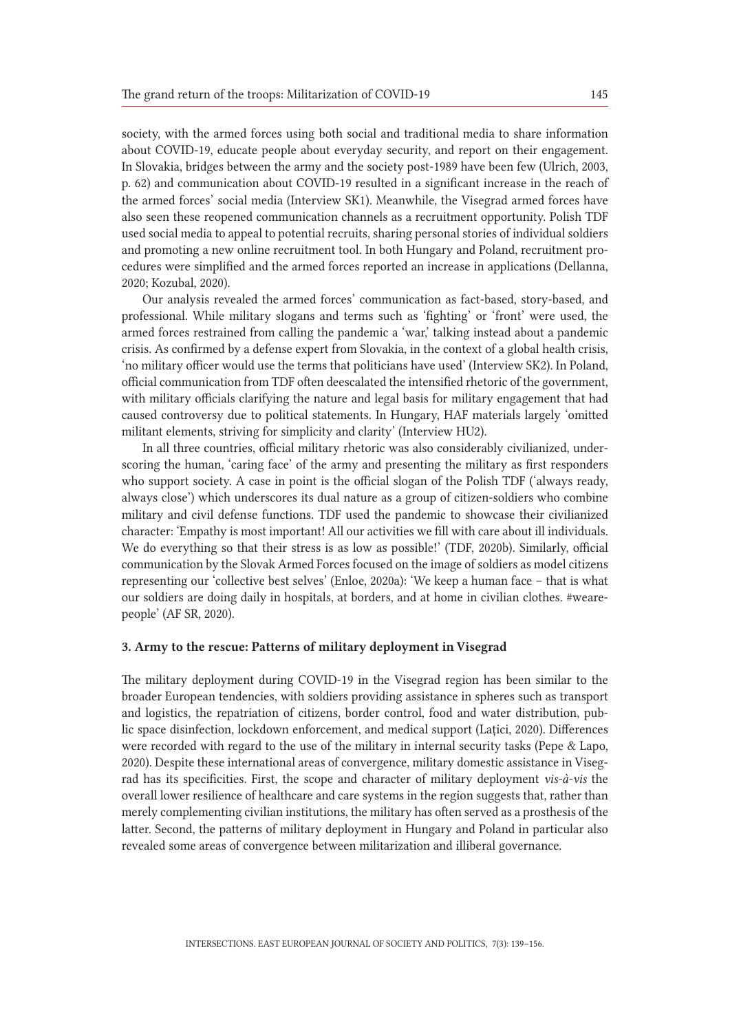society, with the armed forces using both social and traditional media to share information about COVID-19, educate people about everyday security, and report on their engagement. In Slovakia, bridges between the army and the society post-1989 have been few (Ulrich, 2003, p. 62) and communication about COVID-19 resulted in a significant increase in the reach of the armed forces' social media (Interview SK1). Meanwhile, the Visegrad armed forces have also seen these reopened communication channels as a recruitment opportunity. Polish TDF used social media to appeal to potential recruits, sharing personal stories of individual soldiers and promoting a new online recruitment tool. In both Hungary and Poland, recruitment procedures were simplified and the armed forces reported an increase in applications (Dellanna, 2020; Kozubal, 2020).

Our analysis revealed the armed forces' communication as fact-based, story-based, and professional. While military slogans and terms such as 'fighting' or 'front' were used, the armed forces restrained from calling the pandemic a 'war,' talking instead about a pandemic crisis. As confirmed by a defense expert from Slovakia, in the context of a global health crisis, 'no military officer would use the terms that politicians have used' (Interview SK2). In Poland, official communication from TDF often deescalated the intensified rhetoric of the government, with military officials clarifying the nature and legal basis for military engagement that had caused controversy due to political statements. In Hungary, HAF materials largely 'omitted militant elements, striving for simplicity and clarity' (Interview HU2).

In all three countries, official military rhetoric was also considerably civilianized, underscoring the human, 'caring face' of the army and presenting the military as first responders who support society. A case in point is the official slogan of the Polish TDF ('always ready, always close') which underscores its dual nature as a group of citizen-soldiers who combine military and civil defense functions. TDF used the pandemic to showcase their civilianized character: 'Empathy is most important! All our activities we fill with care about ill individuals. We do everything so that their stress is as low as possible!' (TDF, 2020b). Similarly, official communication by the Slovak Armed Forces focused on the image of soldiers as model citizens representing our 'collective best selves' (Enloe, 2020a): 'We keep a human face – that is what our soldiers are doing daily in hospitals, at borders, and at home in civilian clothes. #wearepeople' (AF SR, 2020).

### 3. Army to the rescue: Patterns of military deployment in Visegrad

The military deployment during COVID-19 in the Visegrad region has been similar to the broader European tendencies, with soldiers providing assistance in spheres such as transport and logistics, the repatriation of citizens, border control, food and water distribution, public space disinfection, lockdown enforcement, and medical support (Lațici, 2020). Differences were recorded with regard to the use of the military in internal security tasks (Pepe & Lapo, 2020). Despite these international areas of convergence, military domestic assistance in Visegrad has its specificities. First, the scope and character of military deployment *vis-à-vis* the overall lower resilience of healthcare and care systems in the region suggests that, rather than merely complementing civilian institutions, the military has often served as a prosthesis of the latter. Second, the patterns of military deployment in Hungary and Poland in particular also revealed some areas of convergence between militarization and illiberal governance.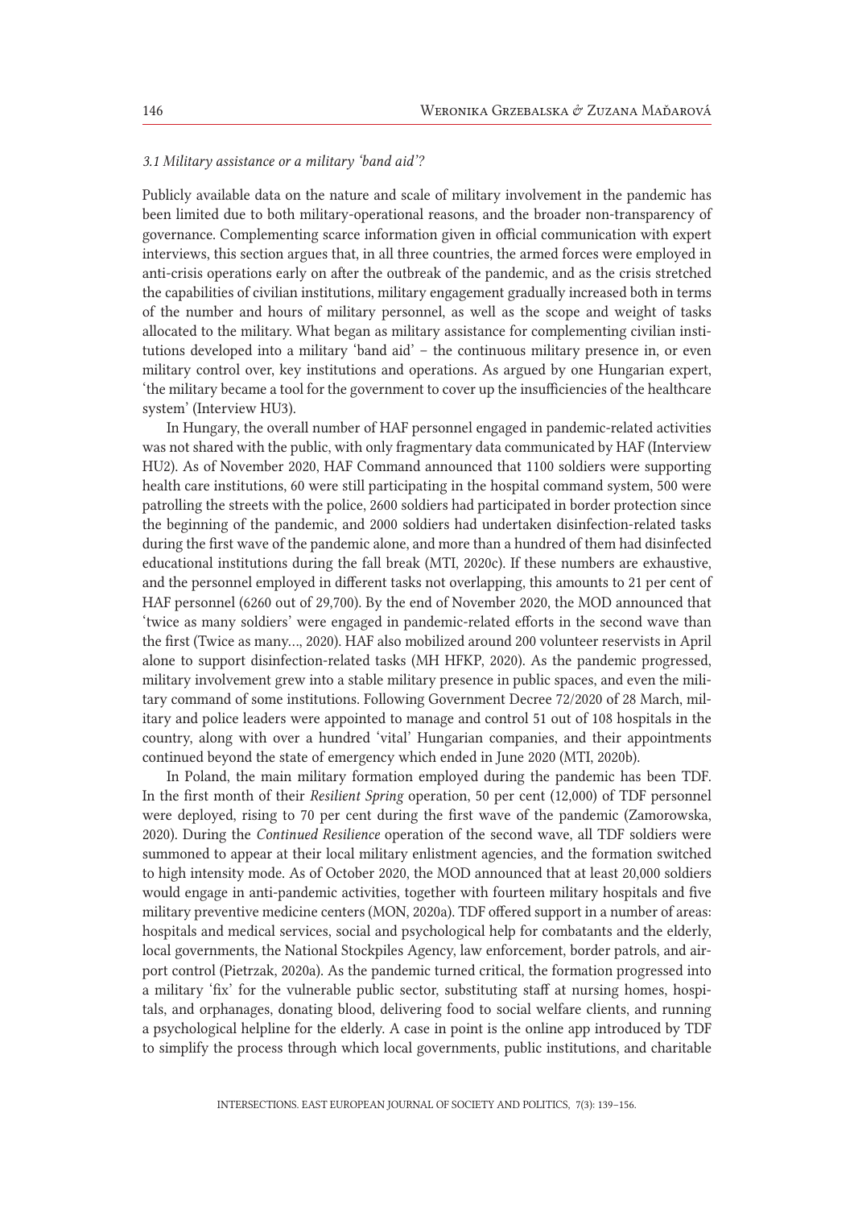### *3.1 Military assistance or a military 'band aid'?*

Publicly available data on the nature and scale of military involvement in the pandemic has been limited due to both military-operational reasons, and the broader non-transparency of governance. Complementing scarce information given in official communication with expert interviews, this section argues that, in all three countries, the armed forces were employed in anti-crisis operations early on after the outbreak of the pandemic, and as the crisis stretched the capabilities of civilian institutions, military engagement gradually increased both in terms of the number and hours of military personnel, as well as the scope and weight of tasks allocated to the military. What began as military assistance for complementing civilian institutions developed into a military 'band aid' – the continuous military presence in, or even military control over, key institutions and operations. As argued by one Hungarian expert, 'the military became a tool for the government to cover up the insufficiencies of the healthcare system' (Interview HU3).

In Hungary, the overall number of HAF personnel engaged in pandemic-related activities was not shared with the public, with only fragmentary data communicated by HAF (Interview HU2). As of November 2020, HAF Command announced that 1100 soldiers were supporting health care institutions, 60 were still participating in the hospital command system, 500 were patrolling the streets with the police, 2600 soldiers had participated in border protection since the beginning of the pandemic, and 2000 soldiers had undertaken disinfection-related tasks during the first wave of the pandemic alone, and more than a hundred of them had disinfected educational institutions during the fall break (MTI, 2020c). If these numbers are exhaustive, and the personnel employed in different tasks not overlapping, this amounts to 21 per cent of HAF personnel (6260 out of 29,700). By the end of November 2020, the MOD announced that 'twice as many soldiers' were engaged in pandemic-related efforts in the second wave than the first (Twice as many…, 2020). HAF also mobilized around 200 volunteer reservists in April alone to support disinfection-related tasks (MH HFKP, 2020). As the pandemic progressed, military involvement grew into a stable military presence in public spaces, and even the military command of some institutions. Following Government Decree 72/2020 of 28 March, military and police leaders were appointed to manage and control 51 out of 108 hospitals in the country, along with over a hundred 'vital' Hungarian companies, and their appointments continued beyond the state of emergency which ended in June 2020 (MTI, 2020b).

In Poland, the main military formation employed during the pandemic has been TDF. In the first month of their *Resilient Spring* operation, 50 per cent (12,000) of TDF personnel were deployed, rising to 70 per cent during the first wave of the pandemic (Zamorowska, 2020). During the *Continued Resilience* operation of the second wave, all TDF soldiers were summoned to appear at their local military enlistment agencies, and the formation switched to high intensity mode. As of October 2020, the MOD announced that at least 20,000 soldiers would engage in anti-pandemic activities, together with fourteen military hospitals and five military preventive medicine centers (MON, 2020a). TDF offered support in a number of areas: hospitals and medical services, social and psychological help for combatants and the elderly, local governments, the National Stockpiles Agency, law enforcement, border patrols, and airport control (Pietrzak, 2020a). As the pandemic turned critical, the formation progressed into a military 'fix' for the vulnerable public sector, substituting staff at nursing homes, hospitals, and orphanages, donating blood, delivering food to social welfare clients, and running a psychological helpline for the elderly. A case in point is the online app introduced by TDF to simplify the process through which local governments, public institutions, and charitable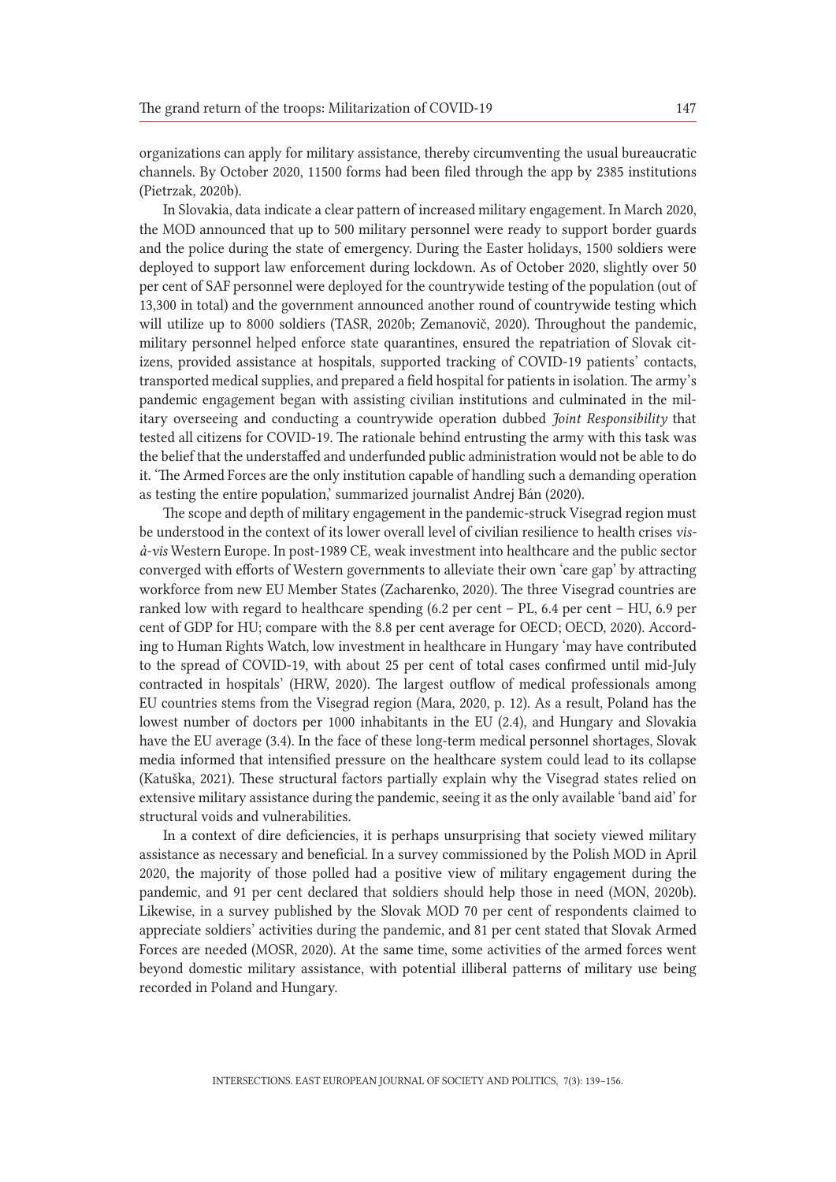organizations can apply for military assistance, thereby circumventing the usual bureaucratic channels. By October 2020, 11500 forms had been filed through the app by 2385 institutions (Pietrzak, 2020b).

In Slovakia, data indicate a clear pattern of increased military engagement. In March 2020, the MOD announced that up to 500 military personnel were ready to support border guards and the police during the state of emergency. During the Easter holidays, 1500 soldiers were deployed to support law enforcement during lockdown. As of October 2020, slightly over 50 per cent of SAF personnel were deployed for the countrywide testing of the population (out of 13,300 in total) and the government announced another round of countrywide testing which will utilize up to 8000 soldiers (TASR, 2020b; Zemanovič, 2020). Throughout the pandemic, military personnel helped enforce state quarantines, ensured the repatriation of Slovak citizens, provided assistance at hospitals, supported tracking of COVID-19 patients' contacts, transported medical supplies, and prepared a field hospital for patients in isolation. The army's pandemic engagement began with assisting civilian institutions and culminated in the military overseeing and conducting a countrywide operation dubbed *Joint Responsibility* that tested all citizens for COVID-19. The rationale behind entrusting the army with this task was the belief that the understaffed and underfunded public administration would not be able to do it. 'The Armed Forces are the only institution capable of handling such a demanding operation as testing the entire population,' summarized journalist Andrej Bán (2020).

The scope and depth of military engagement in the pandemic-struck Visegrad region must be understood in the context of its lower overall level of civilian resilience to health crises *vis-à-vis* Western Europe. In post-1989 CE, weak investment into healthcare and the public sector converged with efforts of Western governments to alleviate their own 'care gap' by attracting workforce from new EU Member States (Zacharenko, 2020). The three Visegrad countries are ranked low with regard to healthcare spending (6.2 per cent – PL, 6.4 per cent – HU, 6.9 per cent of GDP for HU; compare with the 8.8 per cent average for OECD; OECD, 2020). According to Human Rights Watch, low investment in healthcare in Hungary 'may have contributed to the spread of COVID-19, with about 25 per cent of total cases confirmed until mid-July contracted in hospitals' (HRW, 2020). The largest outflow of medical professionals among EU countries stems from the Visegrad region (Mara, 2020, p. 12). As a result, Poland has the lowest number of doctors per 1000 inhabitants in the EU (2.4), and Hungary and Slovakia have the EU average (3.4). In the face of these long-term medical personnel shortages, Slovak media informed that intensified pressure on the healthcare system could lead to its collapse (Katuška, 2021). These structural factors partially explain why the Visegrad states relied on extensive military assistance during the pandemic, seeing it as the only available 'band aid' for structural voids and vulnerabilities.

In a context of dire deficiencies, it is perhaps unsurprising that society viewed military assistance as necessary and beneficial. In a survey commissioned by the Polish MOD in April 2020, the majority of those polled had a positive view of military engagement during the pandemic, and 91 per cent declared that soldiers should help those in need (MON, 2020b). Likewise, in a survey published by the Slovak MOD 70 per cent of respondents claimed to appreciate soldiers' activities during the pandemic, and 81 per cent stated that Slovak Armed Forces are needed (MOSR, 2020). At the same time, some activities of the armed forces went beyond domestic military assistance, with potential illiberal patterns of military use being recorded in Poland and Hungary.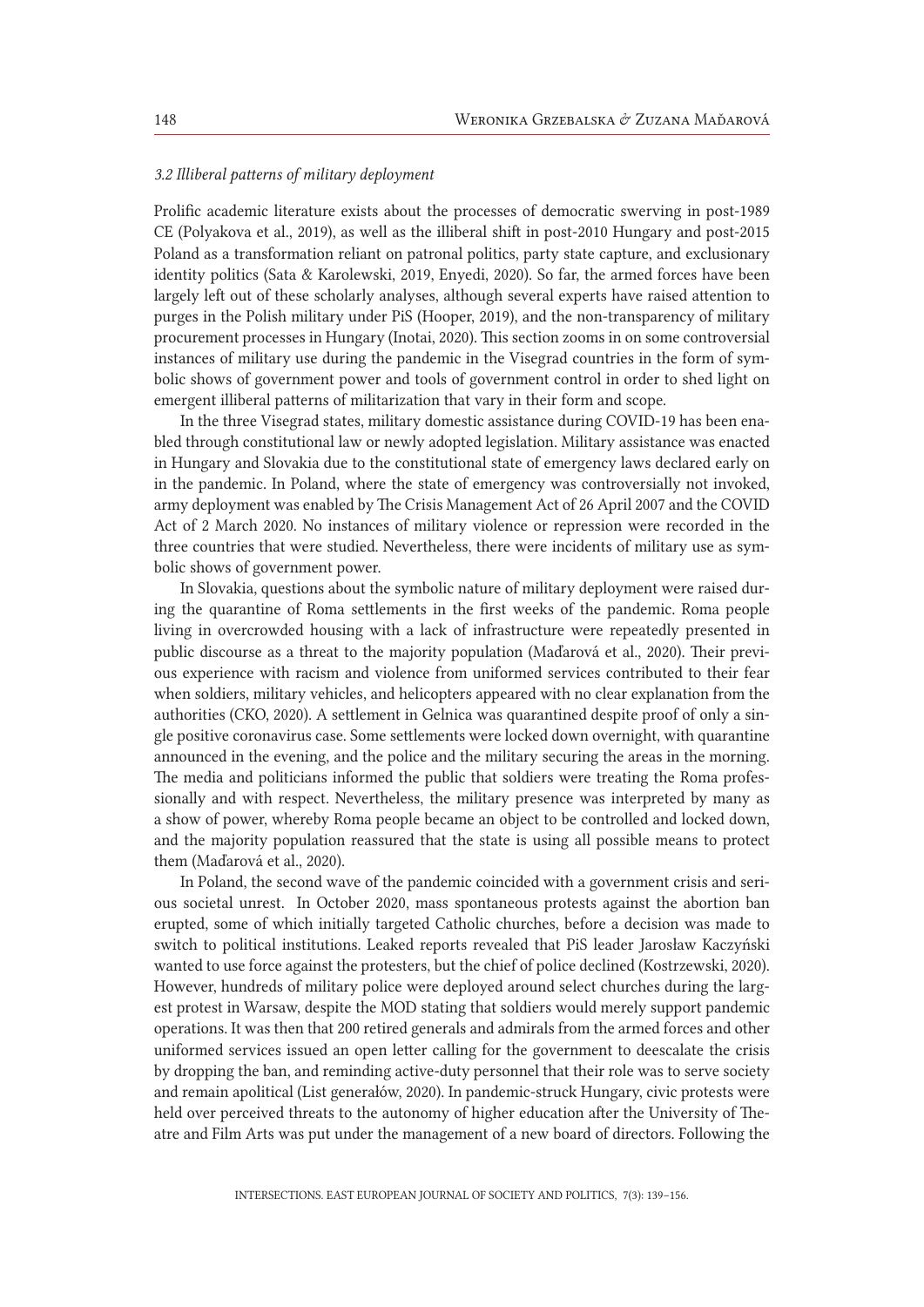### *3.2 Illiberal patterns of military deployment*

Prolific academic literature exists about the processes of democratic swerving in post-1989 CE (Polyakova et al., 2019), as well as the illiberal shift in post-2010 Hungary and post-2015 Poland as a transformation reliant on patronal politics, party state capture, and exclusionary identity politics (Sata & Karolewski, 2019, Enyedi, 2020). So far, the armed forces have been largely left out of these scholarly analyses, although several experts have raised attention to purges in the Polish military under PiS (Hooper, 2019), and the non-transparency of military procurement processes in Hungary (Inotai, 2020). This section zooms in on some controversial instances of military use during the pandemic in the Visegrad countries in the form of symbolic shows of government power and tools of government control in order to shed light on emergent illiberal patterns of militarization that vary in their form and scope.

In the three Visegrad states, military domestic assistance during COVID-19 has been enabled through constitutional law or newly adopted legislation. Military assistance was enacted in Hungary and Slovakia due to the constitutional state of emergency laws declared early on in the pandemic. In Poland, where the state of emergency was controversially not invoked, army deployment was enabled by The Crisis Management Act of 26 April 2007 and the COVID Act of 2 March 2020. No instances of military violence or repression were recorded in the three countries that were studied. Nevertheless, there were incidents of military use as symbolic shows of government power.

In Slovakia, questions about the symbolic nature of military deployment were raised during the quarantine of Roma settlements in the first weeks of the pandemic. Roma people living in overcrowded housing with a lack of infrastructure were repeatedly presented in public discourse as a threat to the majority population (Maďarová et al., 2020). Their previous experience with racism and violence from uniformed services contributed to their fear when soldiers, military vehicles, and helicopters appeared with no clear explanation from the authorities (CKO, 2020). A settlement in Gelnica was quarantined despite proof of only a single positive coronavirus case. Some settlements were locked down overnight, with quarantine announced in the evening, and the police and the military securing the areas in the morning. The media and politicians informed the public that soldiers were treating the Roma professionally and with respect. Nevertheless, the military presence was interpreted by many as a show of power, whereby Roma people became an object to be controlled and locked down, and the majority population reassured that the state is using all possible means to protect them (Maďarová et al., 2020).

In Poland, the second wave of the pandemic coincided with a government crisis and serious societal unrest. In October 2020, mass spontaneous protests against the abortion ban erupted, some of which initially targeted Catholic churches, before a decision was made to switch to political institutions. Leaked reports revealed that PiS leader Jarosław Kaczyński wanted to use force against the protesters, but the chief of police declined (Kostrzewski, 2020). However, hundreds of military police were deployed around select churches during the largest protest in Warsaw, despite the MOD stating that soldiers would merely support pandemic operations. It was then that 200 retired generals and admirals from the armed forces and other uniformed services issued an open letter calling for the government to deescalate the crisis by dropping the ban, and reminding active-duty personnel that their role was to serve society and remain apolitical (List generałów, 2020). In pandemic-struck Hungary, civic protests were held over perceived threats to the autonomy of higher education after the University of Theatre and Film Arts was put under the management of a new board of directors. Following the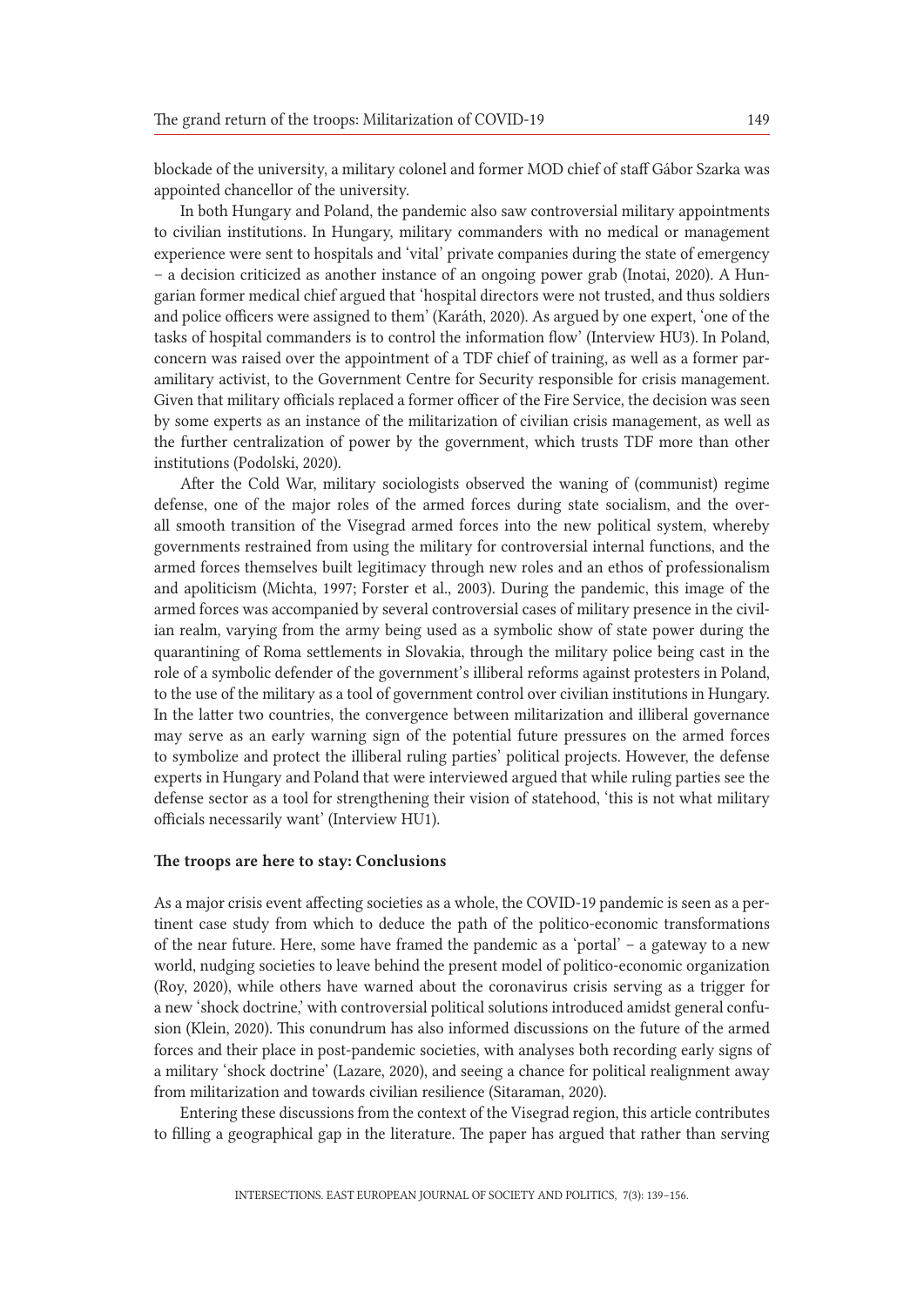blockade of the university, a military colonel and former MOD chief of staff Gábor Szarka was appointed chancellor of the university.

In both Hungary and Poland, the pandemic also saw controversial military appointments to civilian institutions. In Hungary, military commanders with no medical or management experience were sent to hospitals and 'vital' private companies during the state of emergency – a decision criticized as another instance of an ongoing power grab (Inotai, 2020). A Hungarian former medical chief argued that 'hospital directors were not trusted, and thus soldiers and police officers were assigned to them' (Karáth, 2020). As argued by one expert, 'one of the tasks of hospital commanders is to control the information flow' (Interview HU3). In Poland, concern was raised over the appointment of a TDF chief of training, as well as a former paramilitary activist, to the Government Centre for Security responsible for crisis management. Given that military officials replaced a former officer of the Fire Service, the decision was seen by some experts as an instance of the militarization of civilian crisis management, as well as the further centralization of power by the government, which trusts TDF more than other institutions (Podolski, 2020).

After the Cold War, military sociologists observed the waning of (communist) regime defense, one of the major roles of the armed forces during state socialism, and the overall smooth transition of the Visegrad armed forces into the new political system, whereby governments restrained from using the military for controversial internal functions, and the armed forces themselves built legitimacy through new roles and an ethos of professionalism and apoliticism (Michta, 1997; Forster et al., 2003). During the pandemic, this image of the armed forces was accompanied by several controversial cases of military presence in the civilian realm, varying from the army being used as a symbolic show of state power during the quarantining of Roma settlements in Slovakia, through the military police being cast in the role of a symbolic defender of the government's illiberal reforms against protesters in Poland, to the use of the military as a tool of government control over civilian institutions in Hungary. In the latter two countries, the convergence between militarization and illiberal governance may serve as an early warning sign of the potential future pressures on the armed forces to symbolize and protect the illiberal ruling parties' political projects. However, the defense experts in Hungary and Poland that were interviewed argued that while ruling parties see the defense sector as a tool for strengthening their vision of statehood, 'this is not what military officials necessarily want' (Interview HU1).

## The troops are here to stay: Conclusions

As a major crisis event affecting societies as a whole, the COVID-19 pandemic is seen as a pertinent case study from which to deduce the path of the politico-economic transformations of the near future. Here, some have framed the pandemic as a 'portal' – a gateway to a new world, nudging societies to leave behind the present model of politico-economic organization (Roy, 2020), while others have warned about the coronavirus crisis serving as a trigger for a new 'shock doctrine,' with controversial political solutions introduced amidst general confusion (Klein, 2020). This conundrum has also informed discussions on the future of the armed forces and their place in post-pandemic societies, with analyses both recording early signs of a military 'shock doctrine' (Lazare, 2020), and seeing a chance for political realignment away from militarization and towards civilian resilience (Sitaraman, 2020).

Entering these discussions from the context of the Visegrad region, this article contributes to filling a geographical gap in the literature. The paper has argued that rather than serving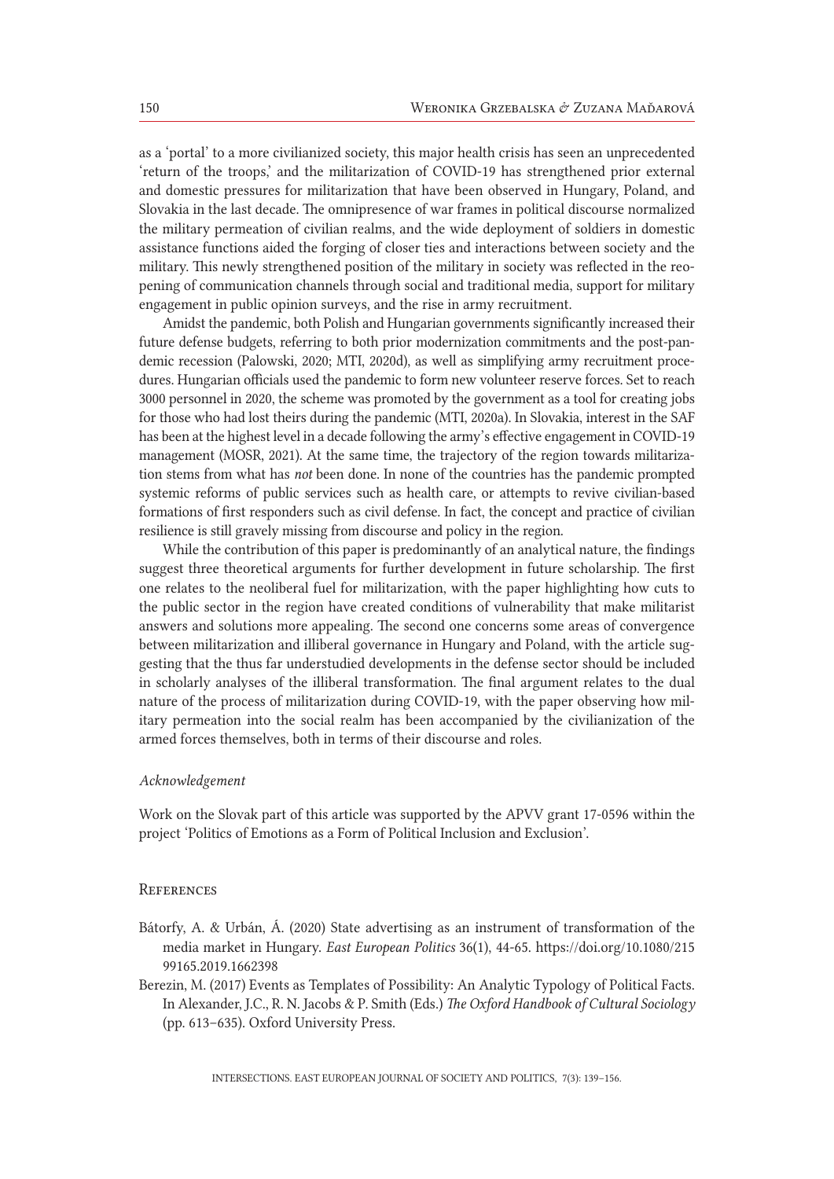as a 'portal' to a more civilianized society, this major health crisis has seen an unprecedented 'return of the troops,' and the militarization of COVID-19 has strengthened prior external and domestic pressures for militarization that have been observed in Hungary, Poland, and Slovakia in the last decade. The omnipresence of war frames in political discourse normalized the military permeation of civilian realms, and the wide deployment of soldiers in domestic assistance functions aided the forging of closer ties and interactions between society and the military. This newly strengthened position of the military in society was reflected in the reopening of communication channels through social and traditional media, support for military engagement in public opinion surveys, and the rise in army recruitment.

Amidst the pandemic, both Polish and Hungarian governments significantly increased their future defense budgets, referring to both prior modernization commitments and the post-pandemic recession (Palowski, 2020; MTI, 2020d), as well as simplifying army recruitment procedures. Hungarian officials used the pandemic to form new volunteer reserve forces. Set to reach 3000 personnel in 2020, the scheme was promoted by the government as a tool for creating jobs for those who had lost theirs during the pandemic (MTI, 2020a). In Slovakia, interest in the SAF has been at the highest level in a decade following the army's effective engagement in COVID-19 management (MOSR, 2021). At the same time, the trajectory of the region towards militarization stems from what has *not* been done. In none of the countries has the pandemic prompted systemic reforms of public services such as health care, or attempts to revive civilian-based formations of first responders such as civil defense. In fact, the concept and practice of civilian resilience is still gravely missing from discourse and policy in the region.

While the contribution of this paper is predominantly of an analytical nature, the findings suggest three theoretical arguments for further development in future scholarship. The first one relates to the neoliberal fuel for militarization, with the paper highlighting how cuts to the public sector in the region have created conditions of vulnerability that make militarist answers and solutions more appealing. The second one concerns some areas of convergence between militarization and illiberal governance in Hungary and Poland, with the article suggesting that the thus far understudied developments in the defense sector should be included in scholarly analyses of the illiberal transformation. The final argument relates to the dual nature of the process of militarization during COVID-19, with the paper observing how military permeation into the social realm has been accompanied by the civilianization of the armed forces themselves, both in terms of their discourse and roles.

### *Acknowledgement*

Work on the Slovak part of this article was supported by the APVV grant 17-0596 within the project 'Politics of Emotions as a Form of Political Inclusion and Exclusion'.

## References

Bátorfy, A. & Urbán, Á. (2020) State advertising as an instrument of transformation of the media market in Hungary. *East European Politics* 36(1), 44-65. https://doi.org/10.1080/21599165.2019.1662398

Berezin, M. (2017) Events as Templates of Possibility: An Analytic Typology of Political Facts. In Alexander, J.C., R. N. Jacobs & P. Smith (Eds.) *The Oxford Handbook of Cultural Sociology* (pp. 613–635). Oxford University Press.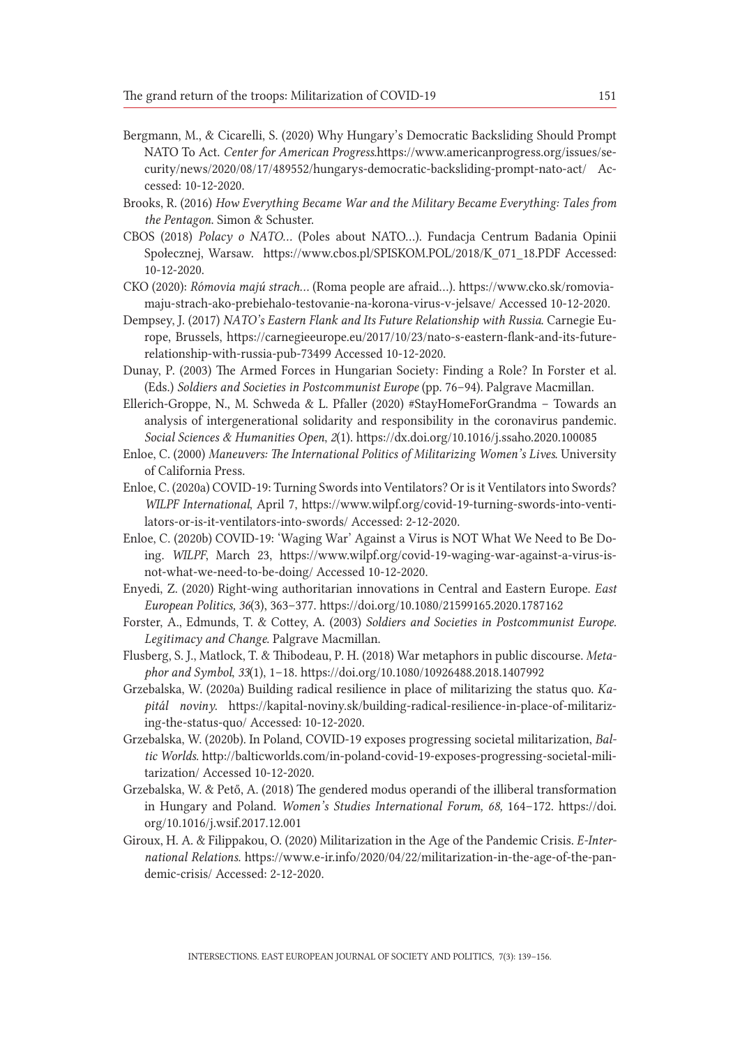Bergmann, M., & Cicarelli, S. (2020) Why Hungary's Democratic Backsliding Should Prompt NATO To Act. *Center for American Progress.*https://www.americanprogress.org/issues/security/news/2020/08/17/489552/hungarys-democratic-backsliding-prompt-nato-act/ Accessed: 10-12-2020.

Brooks, R. (2016) *How Everything Became War and the Military Became Everything: Tales from the Pentagon*. Simon & Schuster.

CBOS (2018) *Polacy o NATO…* (Poles about NATO…). Fundacja Centrum Badania Opinii Społecznej, Warsaw. https://www.cbos.pl/SPISKOM.POL/2018/K_071_18.PDF Accessed: 10-12-2020.

CKO (2020): *Rómovia majú strach…* (Roma people are afraid…). https://www.cko.sk/romovia-maju-strach-ako-prebiehalo-testovanie-na-korona-virus-v-jelsave/ Accessed 10-12-2020.

Dempsey, J. (2017) *NATO's Eastern Flank and Its Future Relationship with Russia*. Carnegie Europe, Brussels, https://carnegieeurope.eu/2017/10/23/nato-s-eastern-flank-and-its-future-relationship-with-russia-pub-73499 Accessed 10-12-2020.

Dunay, P. (2003) The Armed Forces in Hungarian Society: Finding a Role? In Forster et al. (Eds.) *Soldiers and Societies in Postcommunist Europe* (pp. 76–94). Palgrave Macmillan.

Ellerich-Groppe, N., M. Schweda & L. Pfaller (2020) #StayHomeForGrandma – Towards an analysis of intergenerational solidarity and responsibility in the coronavirus pandemic. *Social Sciences & Humanities Open*, *2*(1). https://dx.doi.org/10.1016/j.ssaho.2020.100085

Enloe, C. (2000) *Maneuvers: The International Politics of Militarizing Women's Lives*. University of California Press.

Enloe, C. (2020a) COVID-19: Turning Swords into Ventilators? Or is it Ventilators into Swords? *WILPF International*, April 7, https://www.wilpf.org/covid-19-turning-swords-into-ventilators-or-is-it-ventilators-into-swords/ Accessed: 2-12-2020.

Enloe, C. (2020b) COVID-19: 'Waging War' Against a Virus is NOT What We Need to Be Doing. *WILPF*, March 23, https://www.wilpf.org/covid-19-waging-war-against-a-virus-is-not-what-we-need-to-be-doing/ Accessed 10-12-2020.

Enyedi, Z. (2020) Right-wing authoritarian innovations in Central and Eastern Europe. *East European Politics, 36*(3), 363–377. https://doi.org/10.1080/21599165.2020.1787162

Forster, A., Edmunds, T. & Cottey, A. (2003) *Soldiers and Societies in Postcommunist Europe. Legitimacy and Change*. Palgrave Macmillan.

Flusberg, S. J., Matlock, T. & Thibodeau, P. H. (2018) War metaphors in public discourse. *Metaphor and Symbol*, *33*(1), 1–18. https://doi.org/10.1080/10926488.2018.1407992

Grzebalska, W. (2020a) Building radical resilience in place of militarizing the status quo. *Kapitál noviny*. https://kapital-noviny.sk/building-radical-resilience-in-place-of-militarizing-the-status-quo/ Accessed: 10-12-2020.

Grzebalska, W. (2020b). In Poland, COVID-19 exposes progressing societal militarization, *Baltic Worlds.* http://balticworlds.com/in-poland-covid-19-exposes-progressing-societal-militarization/ Accessed 10-12-2020.

Grzebalska, W. & Pető, A. (2018) The gendered modus operandi of the illiberal transformation in Hungary and Poland. *Women's Studies International Forum*, *68*, 164–172. https://doi.org/10.1016/j.wsif.2017.12.001

Giroux, H. A. & Filippakou, O. (2020) Militarization in the Age of the Pandemic Crisis. *E-International Relations.* https://www.e-ir.info/2020/04/22/militarization-in-the-age-of-the-pandemic-crisis/ Accessed: 2-12-2020.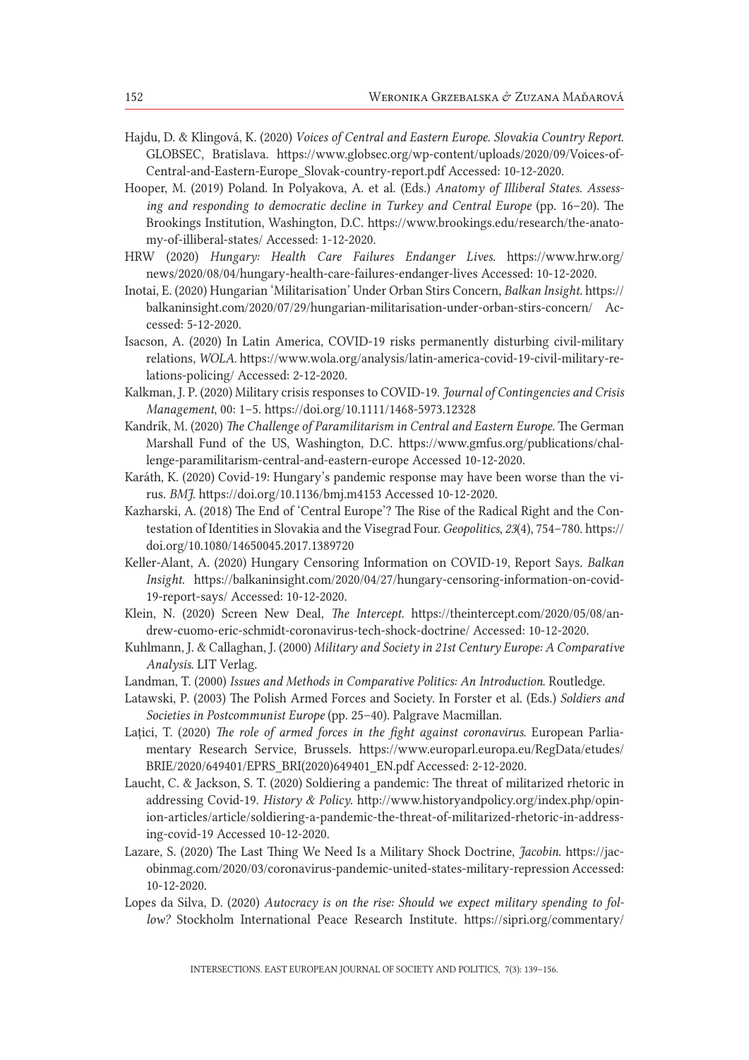Hajdu, D. & Klingová, K. (2020) *Voices of Central and Eastern Europe. Slovakia Country Report*. GLOBSEC, Bratislava. https://www.globsec.org/wp-content/uploads/2020/09/Voices-of-Central-and-Eastern-Europe_Slovak-country-report.pdf Accessed: 10-12-2020.

Hooper, M. (2019) Poland. In Polyakova, A. et al. (Eds.) *Anatomy of Illiberal States. Assessing and responding to democratic decline in Turkey and Central Europe* (pp. 16–20). The Brookings Institution, Washington, D.C. https://www.brookings.edu/research/the-anatomy-of-illiberal-states/ Accessed: 1-12-2020.

HRW (2020) *Hungary: Health Care Failures Endanger Lives.* https://www.hrw.org/news/2020/08/04/hungary-health-care-failures-endanger-lives Accessed: 10-12-2020.

Inotai, E. (2020) Hungarian 'Militarisation' Under Orban Stirs Concern, *Balkan Insight.* https://balkaninsight.com/2020/07/29/hungarian-militarisation-under-orban-stirs-concern/ Accessed: 5-12-2020.

Isacson, A. (2020) In Latin America, COVID-19 risks permanently disturbing civil-military relations, *WOLA*. https://www.wola.org/analysis/latin-america-covid-19-civil-military-relations-policing/ Accessed: 2-12-2020.

Kalkman, J. P. (2020) Military crisis responses to COVID-19. *Journal of Contingencies and Crisis Management*, 00: 1–5. https://doi.org/10.1111/1468-5973.12328

Kandrík, M. (2020) *The Challenge of Paramilitarism in Central and Eastern Europe.* The German Marshall Fund of the US, Washington, D.C. https://www.gmfus.org/publications/challenge-paramilitarism-central-and-eastern-europe Accessed 10-12-2020.

Karáth, K. (2020) Covid-19: Hungary's pandemic response may have been worse than the virus. *BMJ*. https://doi.org/10.1136/bmj.m4153 Accessed 10-12-2020.

Kazharski, A. (2018) The End of 'Central Europe'? The Rise of the Radical Right and the Contestation of Identities in Slovakia and the Visegrad Four. *Geopolitics*, *23*(4), 754–780. https://doi.org/10.1080/14650045.2017.1389720

Keller-Alant, A. (2020) Hungary Censoring Information on COVID-19, Report Says. *Balkan Insight*. https://balkaninsight.com/2020/04/27/hungary-censoring-information-on-covid-19-report-says/ Accessed: 10-12-2020.

Klein, N. (2020) Screen New Deal, *The Intercept*. https://theintercept.com/2020/05/08/andrew-cuomo-eric-schmidt-coronavirus-tech-shock-doctrine/ Accessed: 10-12-2020.

Kuhlmann, J. & Callaghan, J. (2000) *Military and Society in 21st Century Europe: A Comparative Analysis*. LIT Verlag.

Landman, T. (2000) *Issues and Methods in Comparative Politics: An Introduction*. Routledge.

Latawski, P. (2003) The Polish Armed Forces and Society. In Forster et al. (Eds.) *Soldiers and Societies in Postcommunist Europe* (pp. 25–40). Palgrave Macmillan.

Lațici, T. (2020) *The role of armed forces in the fight against coronavirus*. European Parliamentary Research Service, Brussels. https://www.europarl.europa.eu/RegData/etudes/BRIE/2020/649401/EPRS_BRI(2020)649401_EN.pdf Accessed: 2-12-2020.

Laucht, C. & Jackson, S. T. (2020) Soldiering a pandemic: The threat of militarized rhetoric in addressing Covid-19. *History & Policy*. http://www.historyandpolicy.org/index.php/opinion-articles/article/soldiering-a-pandemic-the-threat-of-militarized-rhetoric-in-addressing-covid-19 Accessed 10-12-2020.

Lazare, S. (2020) The Last Thing We Need Is a Military Shock Doctrine, *Jacobin*. https://jacobinmag.com/2020/03/coronavirus-pandemic-united-states-military-repression Accessed: 10-12-2020.

Lopes da Silva, D. (2020) *Autocracy is on the rise: Should we expect military spending to follow?* Stockholm International Peace Research Institute. https://sipri.org/commentary/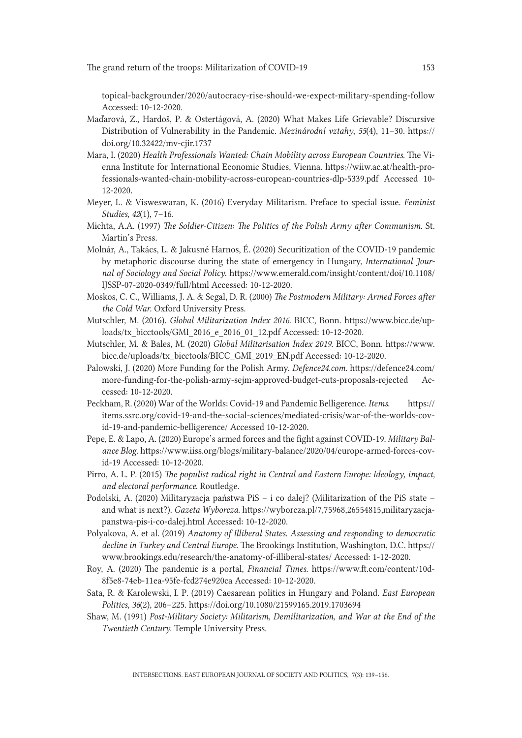topical-backgrounder/2020/autocracy-rise-should-we-expect-military-spending-follow Accessed: 10-12-2020.

Maďarová, Z., Hardoš, P. & Ostertágová, A. (2020) What Makes Life Grievable? Discursive Distribution of Vulnerability in the Pandemic. *Mezinárodní vztahy*, *55*(4), 11–30. https://doi.org/10.32422/mv-cjir.1737

Mara, I. (2020) *Health Professionals Wanted: Chain Mobility across European Countries*. The Vienna Institute for International Economic Studies, Vienna. https://wiiw.ac.at/health-professionals-wanted-chain-mobility-across-european-countries-dlp-5339.pdf Accessed 10-12-2020.

Meyer, L. & Visweswaran, K. (2016) Everyday Militarism. Preface to special issue. *Feminist Studies, 42*(1), 7–16.

Michta, A.A. (1997) *The Soldier-Citizen: The Politics of the Polish Army after Communism*. St. Martin's Press.

Molnár, A., Takács, L. & Jakusné Harnos, É. (2020) Securitization of the COVID-19 pandemic by metaphoric discourse during the state of emergency in Hungary, *International Journal of Sociology and Social Policy*. https://www.emerald.com/insight/content/doi/10.1108/IJSSP-07-2020-0349/full/html Accessed: 10-12-2020.

Moskos, C. C., Williams, J. A. & Segal, D. R. (2000) *The Postmodern Military: Armed Forces after the Cold War*. Oxford University Press.

Mutschler, M. (2016). *Global Militarization Index 2016*. BICC, Bonn. https://www.bicc.de/uploads/tx_bicctools/GMI_2016_e_2016_01_12.pdf Accessed: 10-12-2020.

Mutschler, M. & Bales, M. (2020) *Global Militarisation Index 2019*. BICC, Bonn. https://www.bicc.de/uploads/tx_bicctools/BICC_GMI_2019_EN.pdf Accessed: 10-12-2020.

Palowski, J. (2020) More Funding for the Polish Army. *Defence24.com*. https://defence24.com/more-funding-for-the-polish-army-sejm-approved-budget-cuts-proposals-rejected Accessed: 10-12-2020.

Peckham, R. (2020) War of the Worlds: Covid-19 and Pandemic Belligerence. *Items*. https://items.ssrc.org/covid-19-and-the-social-sciences/mediated-crisis/war-of-the-worlds-covid-19-and-pandemic-belligerence/ Accessed 10-12-2020.

Pepe, E. & Lapo, A. (2020) Europe's armed forces and the fight against COVID-19. *Military Balance Blog*. https://www.iiss.org/blogs/military-balance/2020/04/europe-armed-forces-covid-19 Accessed: 10-12-2020.

Pirro, A. L. P. (2015) *The populist radical right in Central and Eastern Europe: Ideology, impact, and electoral performance*. Routledge.

Podolski, A. (2020) Militaryzacja państwa PiS – i co dalej? (Militarization of the PiS state – and what is next?). *Gazeta Wyborcza*. https://wyborcza.pl/7,75968,26554815,militaryzacja-panstwa-pis-i-co-dalej.html Accessed: 10-12-2020.

Polyakova, A. et al. (2019) *Anatomy of Illiberal States. Assessing and responding to democratic decline in Turkey and Central Europe*. The Brookings Institution, Washington, D.C. https://www.brookings.edu/research/the-anatomy-of-illiberal-states/ Accessed: 1-12-2020.

Roy, A. (2020) The pandemic is a portal, *Financial Times*. https://www.ft.com/content/10d8f5e8-74eb-11ea-95fe-fcd274e920ca Accessed: 10-12-2020.

Sata, R. & Karolewski, I. P. (2019) Caesarean politics in Hungary and Poland. *East European Politics, 36*(2), 206–225. https://doi.org/10.1080/21599165.2019.1703694

Shaw, M. (1991) *Post-Military Society: Militarism, Demilitarization, and War at the End of the Twentieth Century*. Temple University Press.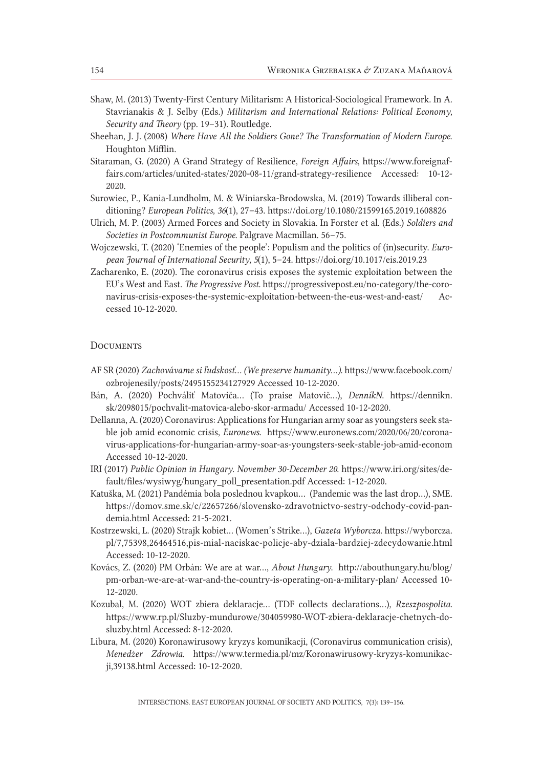Shaw, M. (2013) Twenty-First Century Militarism: A Historical-Sociological Framework. In A. Stavrianakis & J. Selby (Eds.) *Militarism and International Relations: Political Economy, Security and Theory* (pp. 19–31). Routledge.

Sheehan, J. J. (2008) *Where Have All the Soldiers Gone? The Transformation of Modern Europe*. Houghton Mifflin.

Sitaraman, G. (2020) A Grand Strategy of Resilience, *Foreign Affairs*, https://www.foreignaffairs.com/articles/united-states/2020-08-11/grand-strategy-resilience Accessed: 10-12-2020.

Surowiec, P., Kania-Lundholm, M. & Winiarska-Brodowska, M. (2019) Towards illiberal conditioning? *European Politics, 36*(1), 27–43. https://doi.org/10.1080/21599165.2019.1608826

Ulrich, M. P. (2003) Armed Forces and Society in Slovakia. In Forster et al. (Eds.) *Soldiers and Societies in Postcommunist Europe*. Palgrave Macmillan. 56–75.

Wojczewski, T. (2020) 'Enemies of the people': Populism and the politics of (in)security. *European Journal of International Security, 5*(1), 5–24. https://doi.org/10.1017/eis.2019.23

Zacharenko, E. (2020). The coronavirus crisis exposes the systemic exploitation between the EU's West and East. *The Progressive Post*. https://progressivepost.eu/no-category/the-coronavirus-crisis-exposes-the-systemic-exploitation-between-the-eus-west-and-east/ Accessed 10-12-2020.

## Documents

AF SR (2020) *Zachovávame si ľudskosť… (We preserve humanity…)*. https://www.facebook.com/ozbrojenesily/posts/2495155234127929 Accessed 10-12-2020.

Bán, A. (2020) Pochváliť Matoviča… (To praise Matovič…), *DenníkN*. https://dennikn.sk/2098015/pochvalit-matovica-alebo-skor-armadu/ Accessed 10-12-2020.

Dellanna, A. (2020) Coronavirus: Applications for Hungarian army soar as youngsters seek stable job amid economic crisis, *Euronews*. https://www.euronews.com/2020/06/20/coronavirus-applications-for-hungarian-army-soar-as-youngsters-seek-stable-job-amid-econom Accessed 10-12-2020.

IRI (2017) *Public Opinion in Hungary. November 30-December 20*. https://www.iri.org/sites/default/files/wysiwyg/hungary_poll_presentation.pdf Accessed: 1-12-2020.

Katuška, M. (2021) Pandémia bola poslednou kvapkou… (Pandemic was the last drop…), SME. https://domov.sme.sk/c/22657266/slovensko-zdravotnictvo-sestry-odchody-covid-pandemia.html Accessed: 21-5-2021.

Kostrzewski, L. (2020) Strajk kobiet… (Women's Strike…), *Gazeta Wyborcza*. https://wyborcza.pl/7,75398,26464516,pis-mial-naciskac-policje-aby-dziala-bardziej-zdecydowanie.html Accessed: 10-12-2020.

Kovács, Z. (2020) PM Orbán: We are at war…, *About Hungary*. http://abouthungary.hu/blog/pm-orban-we-are-at-war-and-the-country-is-operating-on-a-military-plan/ Accessed 10-12-2020.

Kozubal, M. (2020) WOT zbiera deklaracje… (TDF collects declarations…), *Rzeszpospolita*. https://www.rp.pl/Sluzby-mundurowe/304059980-WOT-zbiera-deklaracje-chetnych-do-sluzby.html Accessed: 8-12-2020.

Libura, M. (2020) Koronawirusowy kryzys komunikacji, (Coronavirus communication crisis), *Menedżer Zdrowia*. https://www.termedia.pl/mz/Koronawirusowy-kryzys-komunikacji,39138.html Accessed: 10-12-2020.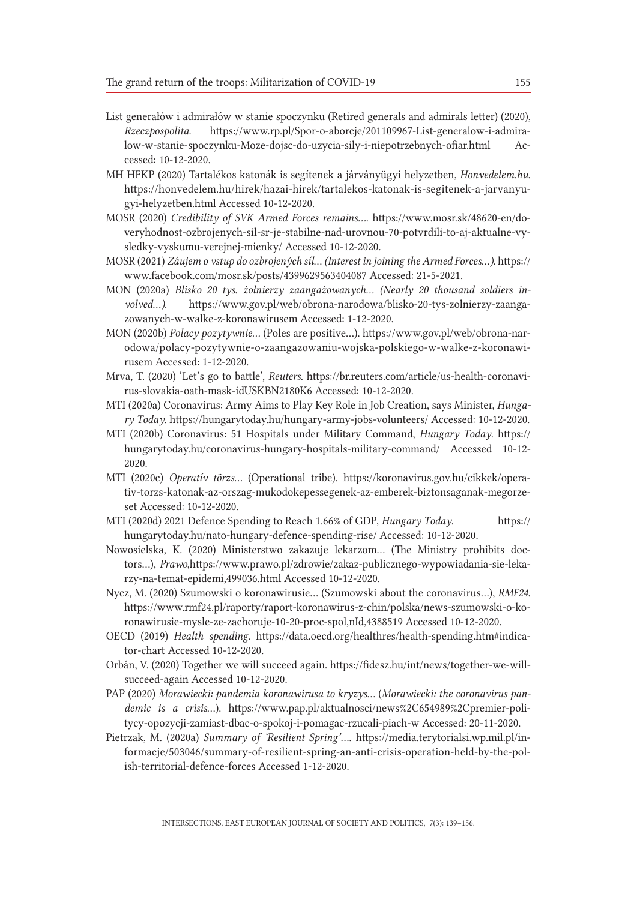List generałów i admirałów w stanie spoczynku (Retired generals and admirals letter) (2020), *Rzeczpospolita.* https://www.rp.pl/Spor-o-aborcje/201109967-List-generalow-i-admiralow-w-stanie-spoczynku-Moze-dojsc-do-uzycia-sily-i-niepotrzebnych-ofiar.html Accessed: 10-12-2020.

MH HFKP (2020) Tartalékos katonák is segítenek a járványügyi helyzetben, *Honvedelem.hu.* https://honvedelem.hu/hirek/hazai-hirek/tartalekos-katonak-is-segitenek-a-jarvanyugyi-helyzetben.html Accessed 10-12-2020.

MOSR (2020) *Credibility of SVK Armed Forces remains….* https://www.mosr.sk/48620-en/doveryhodnost-ozbrojenych-sil-sr-je-stabilne-nad-urovnou-70-potvrdili-to-aj-aktualne-vysledky-vyskumu-verejnej-mienky/ Accessed 10-12-2020.

MOSR (2021) *Záujem o vstup do ozbrojených síl… (Interest in joining the Armed Forces…).* https://www.facebook.com/mosr.sk/posts/4399629563404087 Accessed: 21-5-2021.

MON (2020a) *Blisko 20 tys. żołnierzy zaangażowanych… (Nearly 20 thousand soldiers involved…).* https://www.gov.pl/web/obrona-narodowa/blisko-20-tys-zolnierzy-zaangazowanych-w-walke-z-koronawirusem Accessed: 1-12-2020.

MON (2020b) *Polacy pozytywnie…* (Poles are positive…). https://www.gov.pl/web/obrona-narodowa/polacy-pozytywnie-o-zaangazowaniu-wojska-polskiego-w-walke-z-koronawirusem Accessed: 1-12-2020.

Mrva, T. (2020) 'Let's go to battle', *Reuters.* https://br.reuters.com/article/us-health-coronavirus-slovakia-oath-mask-idUSKBN2180K6 Accessed: 10-12-2020.

MTI (2020a) Coronavirus: Army Aims to Play Key Role in Job Creation, says Minister, *Hungary Today.* https://hungarytoday.hu/hungary-army-jobs-volunteers/ Accessed: 10-12-2020.

MTI (2020b) Coronavirus: 51 Hospitals under Military Command, *Hungary Today.* https://hungarytoday.hu/coronavirus-hungary-hospitals-military-command/ Accessed 10-12-2020.

MTI (2020c) *Operatív törzs…* (Operational tribe). https://koronavirus.gov.hu/cikkek/operativ-torzs-katonak-az-orszag-mukodokepessegenek-az-emberek-biztonsaganak-megorzeset Accessed: 10-12-2020.

MTI (2020d) 2021 Defence Spending to Reach 1.66% of GDP, *Hungary Today.* https://hungarytoday.hu/nato-hungary-defence-spending-rise/ Accessed: 10-12-2020.

Nowosielska, K. (2020) Ministerstwo zakazuje lekarzom… (The Ministry prohibits doctors…), *Prawo,*https://www.prawo.pl/zdrowie/zakaz-publicznego-wypowiadania-sie-lekarzy-na-temat-epidemi,499036.html Accessed 10-12-2020.

Nycz, M. (2020) Szumowski o koronawirusie… (Szumowski about the coronavirus…), *RMF24.* https://www.rmf24.pl/raporty/raport-koronawirus-z-chin/polska/news-szumowski-o-koronawirusie-mysle-ze-zachoruje-10-20-proc-spol,nId,4388519 Accessed 10-12-2020.

OECD (2019) *Health spending.* https://data.oecd.org/healthres/health-spending.htm#indicator-chart Accessed 10-12-2020.

Orbán, V. (2020) Together we will succeed again. https://fidesz.hu/int/news/together-we-will-succeed-again Accessed 10-12-2020.

PAP (2020) *Morawiecki: pandemia koronawirusa to kryzys…* (*Morawiecki: the coronavirus pandemic is a crisis…*). https://www.pap.pl/aktualnosci/news%2C654989%2Cpremier-politycy-opozycji-zamiast-dbac-o-spokoj-i-pomagac-rzucali-piach-w Accessed: 20-11-2020.

Pietrzak, M. (2020a) *Summary of 'Resilient Spring'….* https://media.terytorialsi.wp.mil.pl/informacje/503046/summary-of-resilient-spring-an-anti-crisis-operation-held-by-the-polish-territorial-defence-forces Accessed 1-12-2020.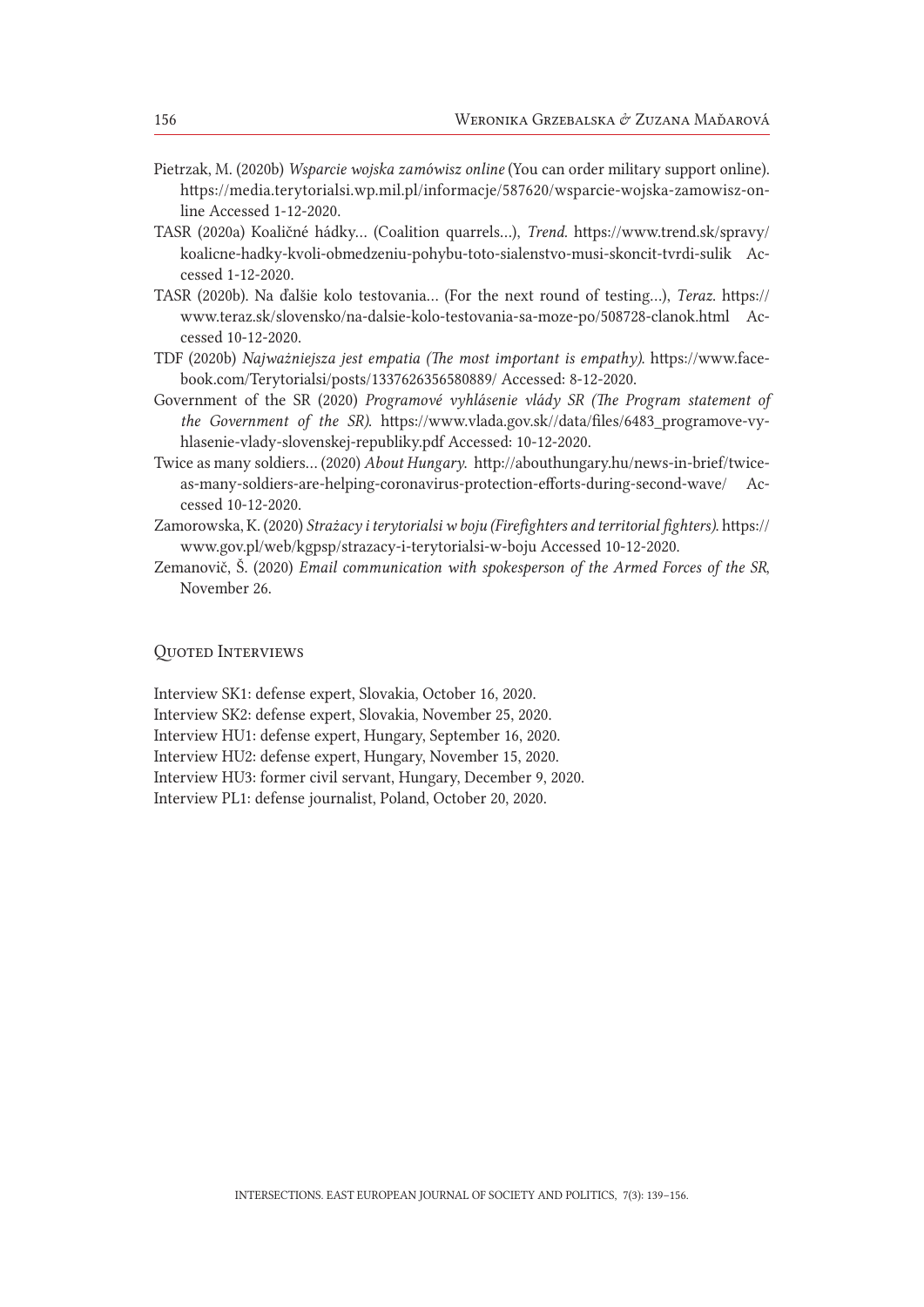Pietrzak, M. (2020b) *Wsparcie wojska zamówisz online* (You can order military support online). https://media.terytorialsi.wp.mil.pl/informacje/587620/wsparcie-wojska-zamowisz-online Accessed 1-12-2020.

TASR (2020a) Koaličné hádky… (Coalition quarrels…), *Trend*. https://www.trend.sk/spravy/koalicne-hadky-kvoli-obmedzeniu-pohybu-toto-sialenstvo-musi-skoncit-tvrdi-sulik Accessed 1-12-2020.

TASR (2020b). Na ďalšie kolo testovania… (For the next round of testing…), *Teraz*. https://www.teraz.sk/slovensko/na-dalsie-kolo-testovania-sa-moze-po/508728-clanok.html Accessed 10-12-2020.

TDF (2020b) *Najważniejsza jest empatia (The most important is empathy)*. https://www.facebook.com/Terytorialsi/posts/1337626356580889/ Accessed: 8-12-2020.

Government of the SR (2020) *Programové vyhlásenie vlády SR (The Program statement of the Government of the SR)*. https://www.vlada.gov.sk//data/files/6483_programove-vyhlasenie-vlady-slovenskej-republiky.pdf Accessed: 10-12-2020.

Twice as many soldiers… (2020) *About Hungary*. http://abouthungary.hu/news-in-brief/twice-as-many-soldiers-are-helping-coronavirus-protection-efforts-during-second-wave/ Accessed 10-12-2020.

Zamorowska, K. (2020) *Strażacy i terytorialsi w boju (Firefighters and territorial fighters)*. https://www.gov.pl/web/kgpsp/strazacy-i-terytorialsi-w-boju Accessed 10-12-2020.

Zemanovič, Š. (2020) *Email communication with spokesperson of the Armed Forces of the SR*, November 26.

## Quoted Interviews

Interview SK1: defense expert, Slovakia, October 16, 2020.

Interview SK2: defense expert, Slovakia, November 25, 2020.

Interview HU1: defense expert, Hungary, September 16, 2020.

Interview HU2: defense expert, Hungary, November 15, 2020.

Interview HU3: former civil servant, Hungary, December 9, 2020.

Interview PL1: defense journalist, Poland, October 20, 2020.